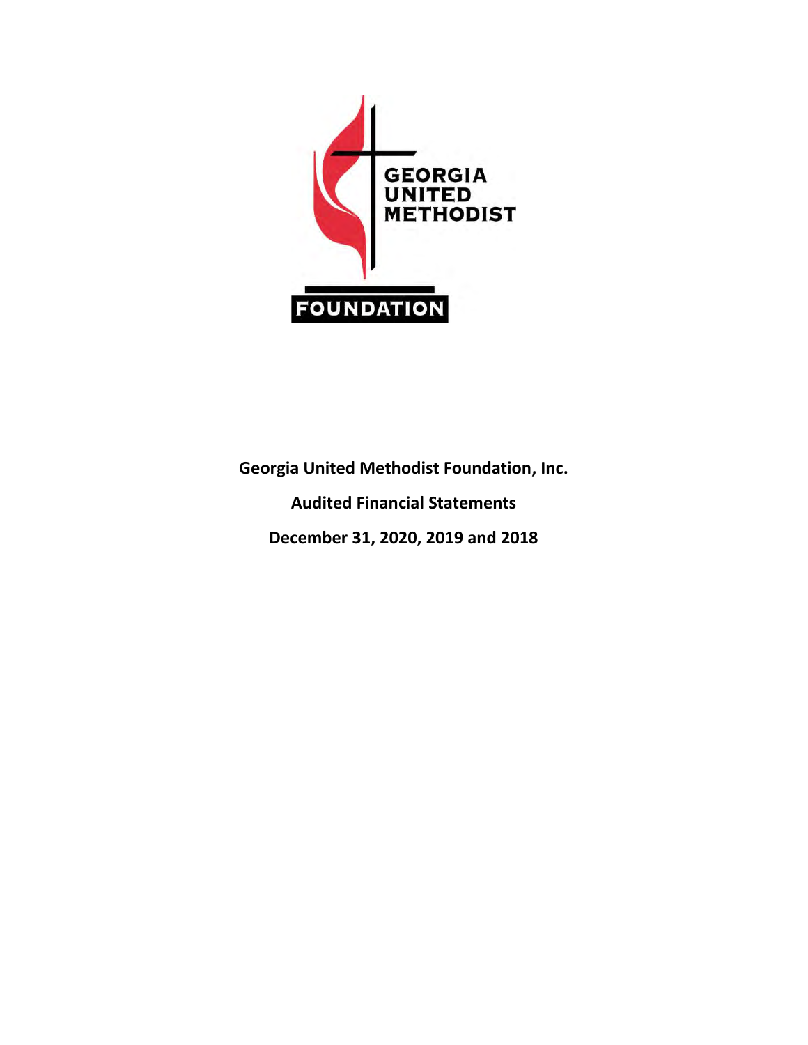GEORGIA UNITED METHODIST

FOUNDATION

# Georgia United Methodist Foundation, Inc.

## Audited Financial Statements

## December 31, 2020, 2019 and 2018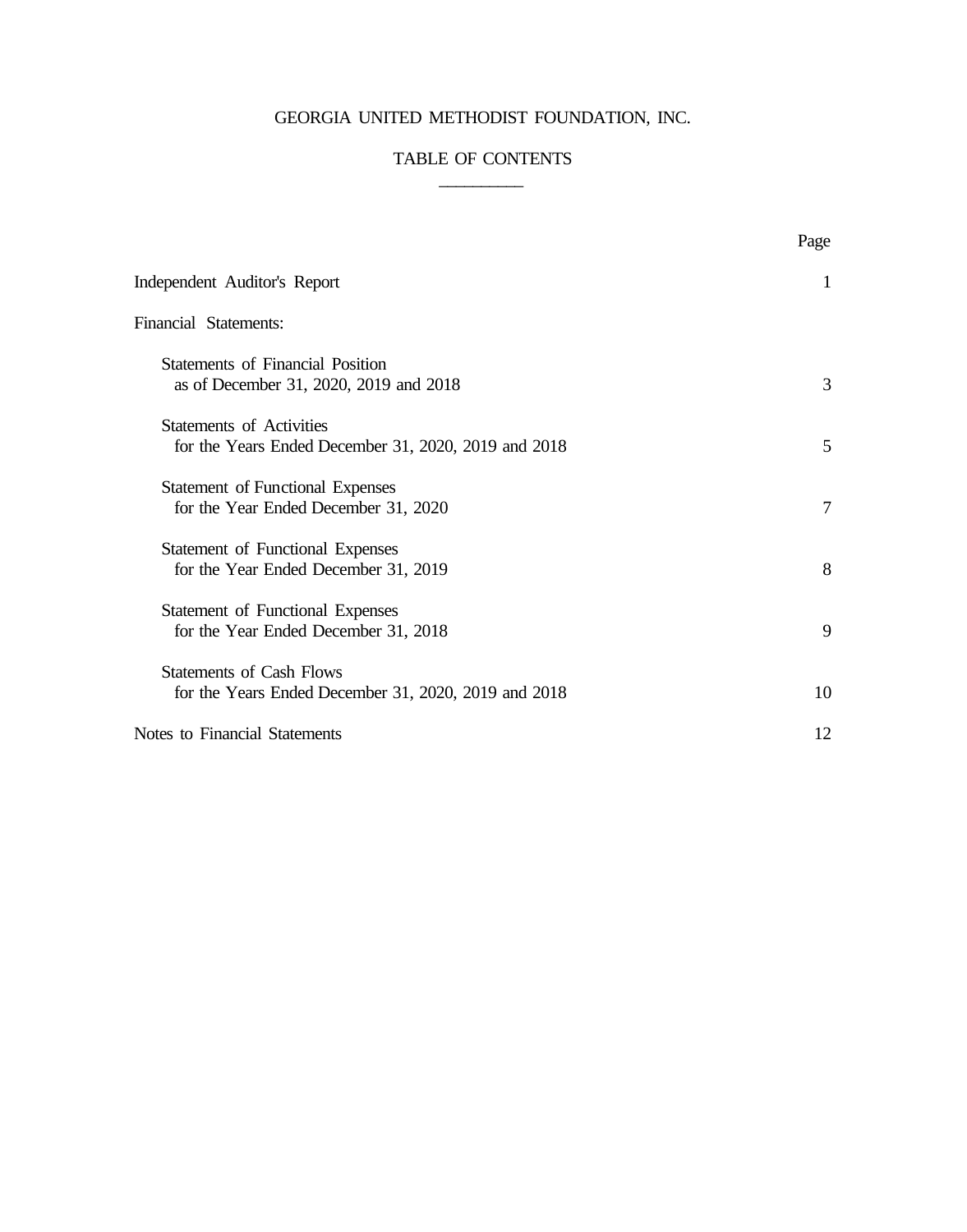# GEORGIA UNITED METHODIST FOUNDATION, INC.

## TABLE OF CONTENTS

| | Page |
|---|---|
| Independent Auditor's Report | 1 |
| Financial Statements: | |
| Statements of Financial Position as of December 31, 2020, 2019 and 2018 | 3 |
| Statements of Activities for the Years Ended December 31, 2020, 2019 and 2018 | 5 |
| Statement of Functional Expenses for the Year Ended December 31, 2020 | 7 |
| Statement of Functional Expenses for the Year Ended December 31, 2019 | 8 |
| Statement of Functional Expenses for the Year Ended December 31, 2018 | 9 |
| Statements of Cash Flows for the Years Ended December 31, 2020, 2019 and 2018 | 10 |
| Notes to Financial Statements | 12 |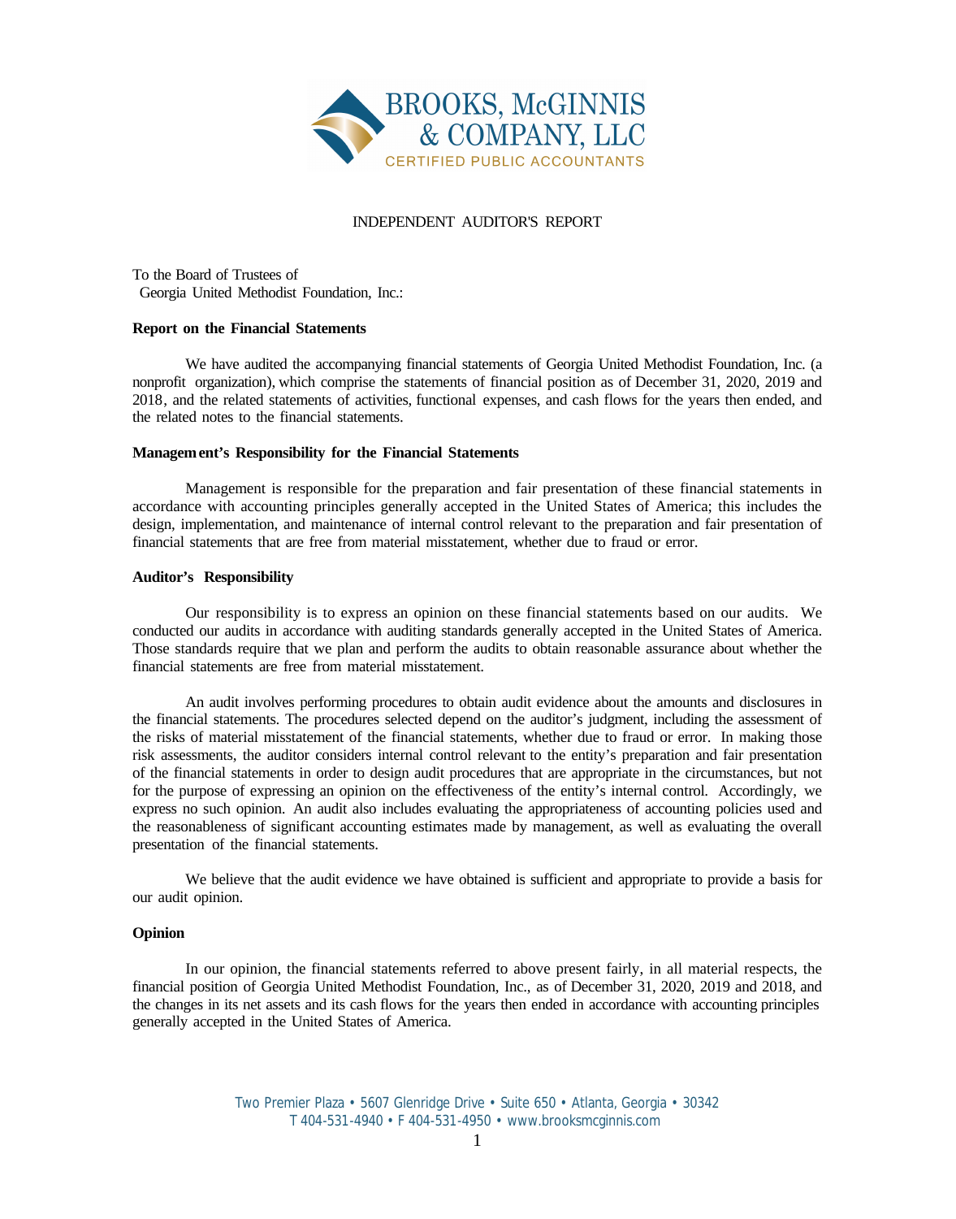BROOKS, McGINNIS & COMPANY, LLC
CERTIFIED PUBLIC ACCOUNTANTS

# INDEPENDENT AUDITOR'S REPORT

To the Board of Trustees of
Georgia United Methodist Foundation, Inc.:

**Report on the Financial Statements**

We have audited the accompanying financial statements of Georgia United Methodist Foundation, Inc. (a nonprofit organization), which comprise the statements of financial position as of December 31, 2020, 2019 and 2018, and the related statements of activities, functional expenses, and cash flows for the years then ended, and the related notes to the financial statements.

**Management's Responsibility for the Financial Statements**

Management is responsible for the preparation and fair presentation of these financial statements in accordance with accounting principles generally accepted in the United States of America; this includes the design, implementation, and maintenance of internal control relevant to the preparation and fair presentation of financial statements that are free from material misstatement, whether due to fraud or error.

**Auditor's Responsibility**

Our responsibility is to express an opinion on these financial statements based on our audits. We conducted our audits in accordance with auditing standards generally accepted in the United States of America. Those standards require that we plan and perform the audits to obtain reasonable assurance about whether the financial statements are free from material misstatement.

An audit involves performing procedures to obtain audit evidence about the amounts and disclosures in the financial statements. The procedures selected depend on the auditor's judgment, including the assessment of the risks of material misstatement of the financial statements, whether due to fraud or error. In making those risk assessments, the auditor considers internal control relevant to the entity's preparation and fair presentation of the financial statements in order to design audit procedures that are appropriate in the circumstances, but not for the purpose of expressing an opinion on the effectiveness of the entity's internal control. Accordingly, we express no such opinion. An audit also includes evaluating the appropriateness of accounting policies used and the reasonableness of significant accounting estimates made by management, as well as evaluating the overall presentation of the financial statements.

We believe that the audit evidence we have obtained is sufficient and appropriate to provide a basis for our audit opinion.

**Opinion**

In our opinion, the financial statements referred to above present fairly, in all material respects, the financial position of Georgia United Methodist Foundation, Inc., as of December 31, 2020, 2019 and 2018, and the changes in its net assets and its cash flows for the years then ended in accordance with accounting principles generally accepted in the United States of America.

Two Premier Plaza • 5607 Glenridge Drive • Suite 650 • Atlanta, Georgia • 30342
T 404-531-4940 • F 404-531-4950 • www.brooksmcginnis.com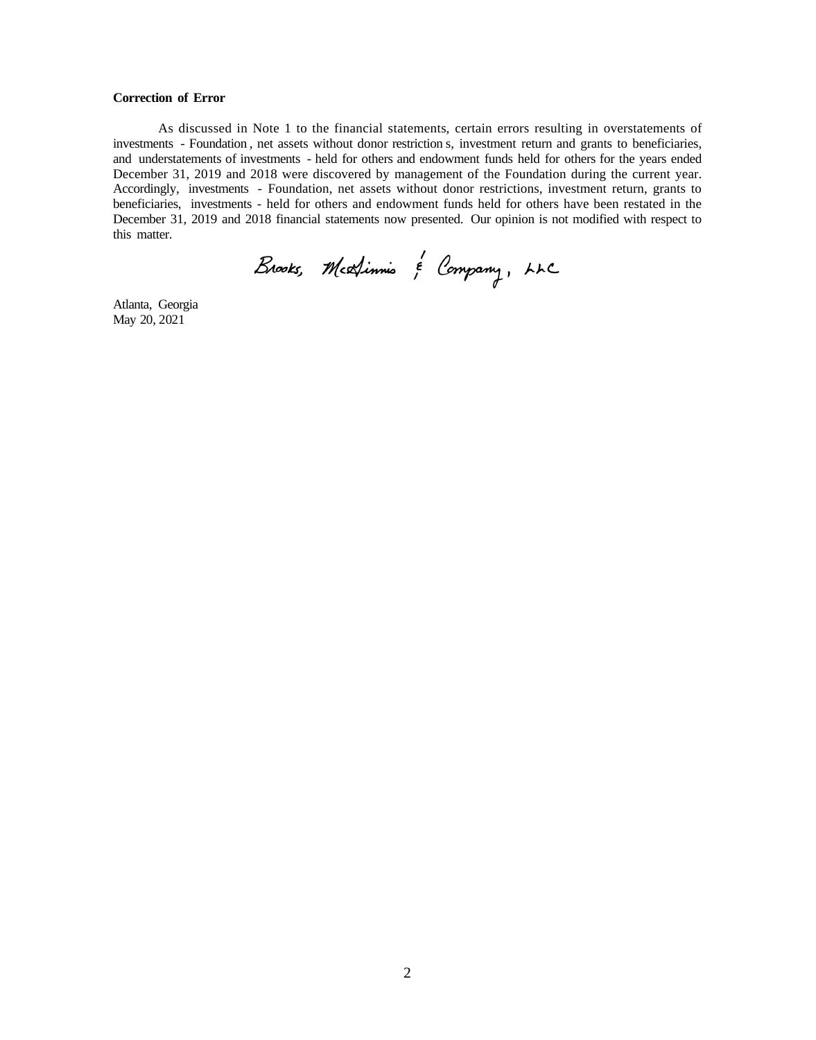**Correction of Error**

As discussed in Note 1 to the financial statements, certain errors resulting in overstatements of investments - Foundation, net assets without donor restrictions, investment return and grants to beneficiaries, and understatements of investments - held for others and endowment funds held for others for the years ended December 31, 2019 and 2018 were discovered by management of the Foundation during the current year. Accordingly, investments - Foundation, net assets without donor restrictions, investment return, grants to beneficiaries, investments - held for others and endowment funds held for others have been restated in the December 31, 2019 and 2018 financial statements now presented. Our opinion is not modified with respect to this matter.

Brooks, McGinnis & Company, LLC

Atlanta, Georgia
May 20, 2021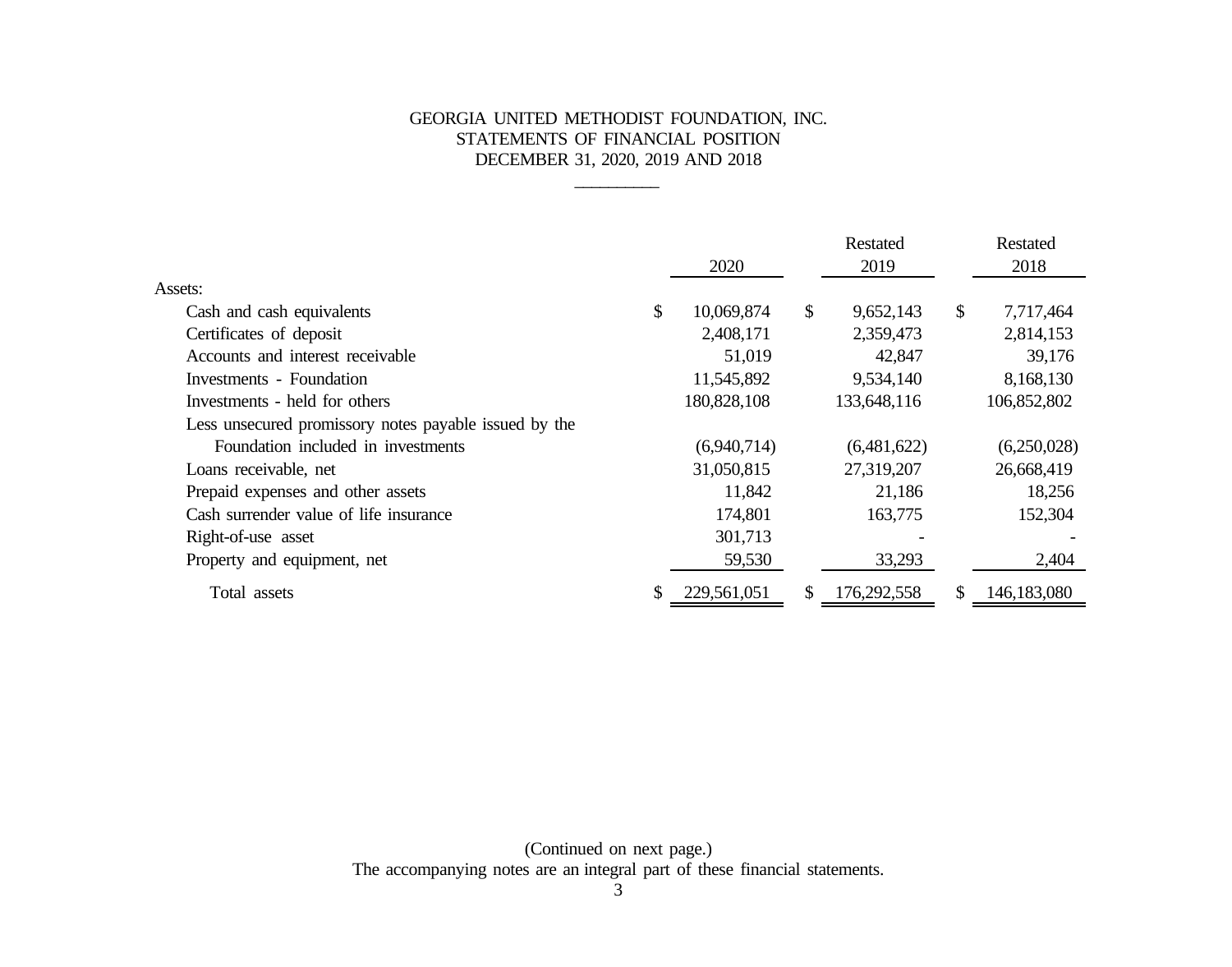GEORGIA UNITED METHODIST FOUNDATION, INC.
STATEMENTS OF FINANCIAL POSITION
DECEMBER 31, 2020, 2019 AND 2018

| | 2020 | Restated 2019 | Restated 2018 |
|---|---|---|---|
| Assets: | | | |
| Cash and cash equivalents | $ 10,069,874 | $ 9,652,143 | $ 7,717,464 |
| Certificates of deposit | 2,408,171 | 2,359,473 | 2,814,153 |
| Accounts and interest receivable | 51,019 | 42,847 | 39,176 |
| Investments - Foundation | 11,545,892 | 9,534,140 | 8,168,130 |
| Investments - held for others | 180,828,108 | 133,648,116 | 106,852,802 |
| Less unsecured promissory notes payable issued by the Foundation included in investments | (6,940,714) | (6,481,622) | (6,250,028) |
| Loans receivable, net | 31,050,815 | 27,319,207 | 26,668,419 |
| Prepaid expenses and other assets | 11,842 | 21,186 | 18,256 |
| Cash surrender value of life insurance | 174,801 | 163,775 | 152,304 |
| Right-of-use asset | 301,713 | - | - |
| Property and equipment, net | 59,530 | 33,293 | 2,404 |
| Total assets | $ 229,561,051 | $ 176,292,558 | $ 146,183,080 |

(Continued on next page.)

The accompanying notes are an integral part of these financial statements.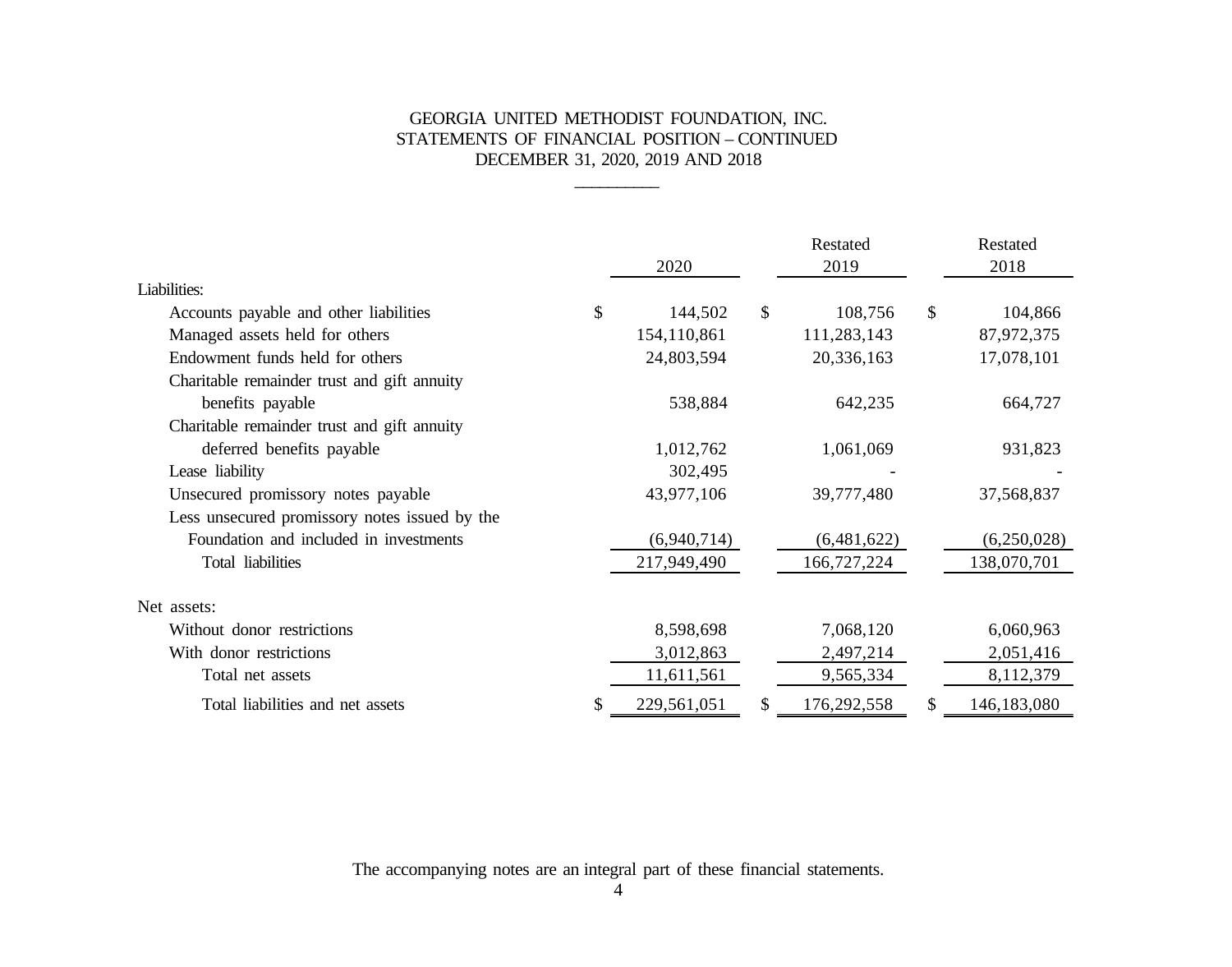# GEORGIA UNITED METHODIST FOUNDATION, INC.
## STATEMENTS OF FINANCIAL POSITION – CONTINUED
### DECEMBER 31, 2020, 2019 AND 2018

| | 2020 | Restated 2019 | Restated 2018 |
|---|---|---|---|
| Liabilities: | | | |
| Accounts payable and other liabilities | $ 144,502 | $ 108,756 | $ 104,866 |
| Managed assets held for others | 154,110,861 | 111,283,143 | 87,972,375 |
| Endowment funds held for others | 24,803,594 | 20,336,163 | 17,078,101 |
| Charitable remainder trust and gift annuity benefits payable | 538,884 | 642,235 | 664,727 |
| Charitable remainder trust and gift annuity deferred benefits payable | 1,012,762 | 1,061,069 | 931,823 |
| Lease liability | 302,495 | - | - |
| Unsecured promissory notes payable | 43,977,106 | 39,777,480 | 37,568,837 |
| Less unsecured promissory notes issued by the Foundation and included in investments | (6,940,714) | (6,481,622) | (6,250,028) |
| Total liabilities | 217,949,490 | 166,727,224 | 138,070,701 |
| Net assets: | | | |
| Without donor restrictions | 8,598,698 | 7,068,120 | 6,060,963 |
| With donor restrictions | 3,012,863 | 2,497,214 | 2,051,416 |
| Total net assets | 11,611,561 | 9,565,334 | 8,112,379 |
| Total liabilities and net assets | $ 229,561,051 | $ 176,292,558 | $ 146,183,080 |

The accompanying notes are an integral part of these financial statements.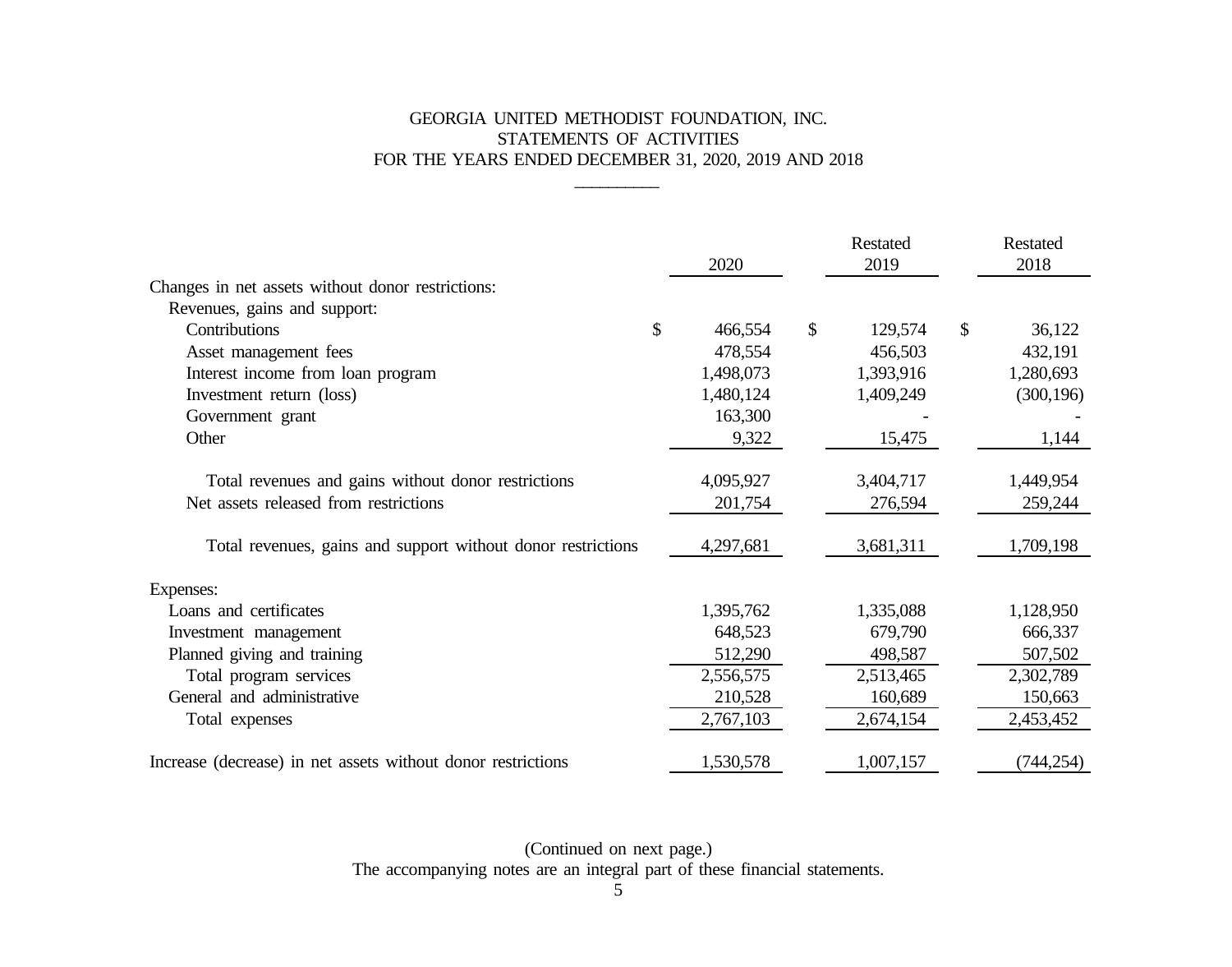# GEORGIA UNITED METHODIST FOUNDATION, INC.
## STATEMENTS OF ACTIVITIES
### FOR THE YEARS ENDED DECEMBER 31, 2020, 2019 AND 2018

| | 2020 | Restated 2019 | Restated 2018 |
|---|---|---|---|
| Changes in net assets without donor restrictions: | | | |
| Revenues, gains and support: | | | |
| Contributions | $ 466,554 | $ 129,574 | $ 36,122 |
| Asset management fees | 478,554 | 456,503 | 432,191 |
| Interest income from loan program | 1,498,073 | 1,393,916 | 1,280,693 |
| Investment return (loss) | 1,480,124 | 1,409,249 | (300,196) |
| Government grant | 163,300 | - | - |
| Other | 9,322 | 15,475 | 1,144 |
| Total revenues and gains without donor restrictions | 4,095,927 | 3,404,717 | 1,449,954 |
| Net assets released from restrictions | 201,754 | 276,594 | 259,244 |
| Total revenues, gains and support without donor restrictions | 4,297,681 | 3,681,311 | 1,709,198 |
| Expenses: | | | |
| Loans and certificates | 1,395,762 | 1,335,088 | 1,128,950 |
| Investment management | 648,523 | 679,790 | 666,337 |
| Planned giving and training | 512,290 | 498,587 | 507,502 |
| Total program services | 2,556,575 | 2,513,465 | 2,302,789 |
| General and administrative | 210,528 | 160,689 | 150,663 |
| Total expenses | 2,767,103 | 2,674,154 | 2,453,452 |
| Increase (decrease) in net assets without donor restrictions | 1,530,578 | 1,007,157 | (744,254) |

(Continued on next page.)

The accompanying notes are an integral part of these financial statements.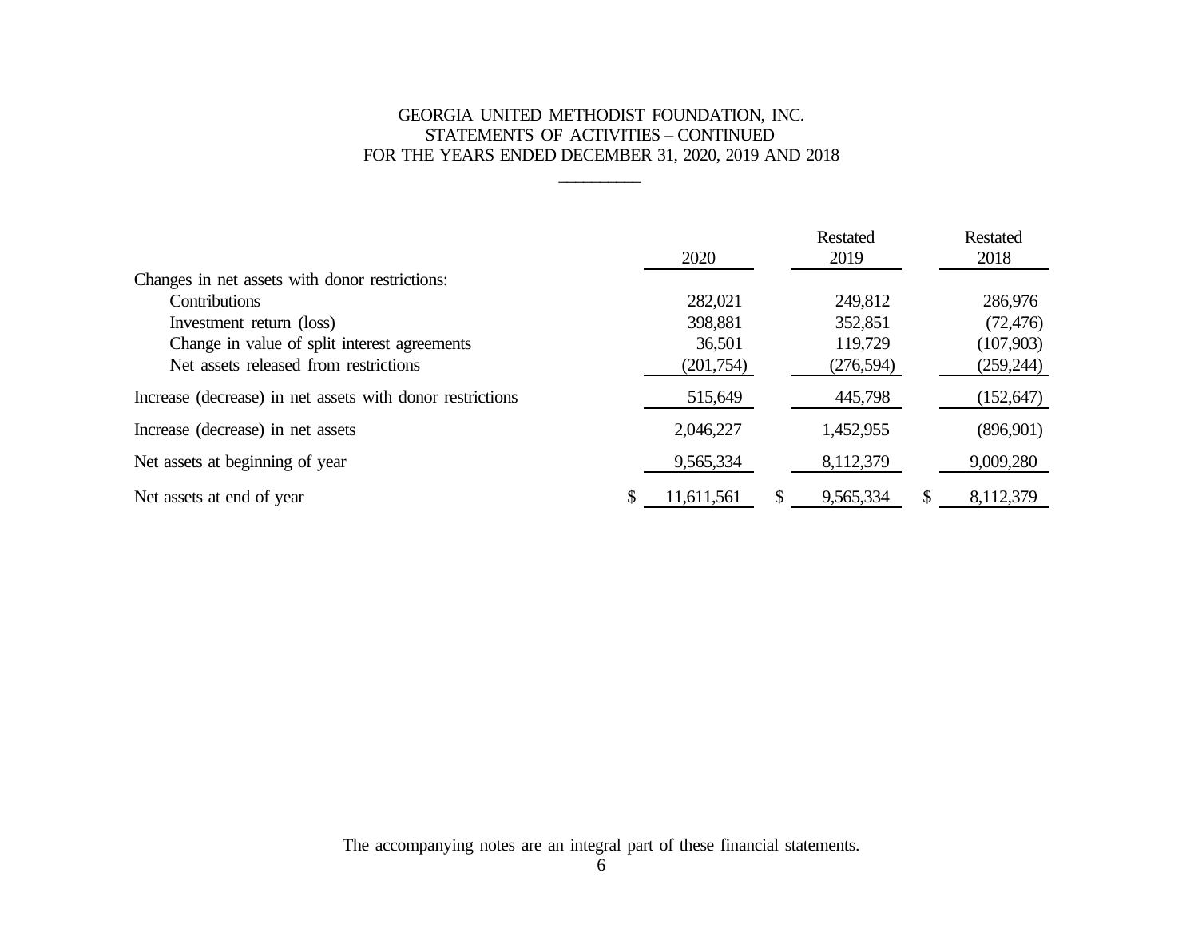GEORGIA UNITED METHODIST FOUNDATION, INC.
STATEMENTS OF ACTIVITIES – CONTINUED
FOR THE YEARS ENDED DECEMBER 31, 2020, 2019 AND 2018

| | 2020 | Restated 2019 | Restated 2018 |
|---|---|---|---|
| Changes in net assets with donor restrictions: | | | |
| Contributions | 282,021 | 249,812 | 286,976 |
| Investment return (loss) | 398,881 | 352,851 | (72,476) |
| Change in value of split interest agreements | 36,501 | 119,729 | (107,903) |
| Net assets released from restrictions | (201,754) | (276,594) | (259,244) |
| Increase (decrease) in net assets with donor restrictions | 515,649 | 445,798 | (152,647) |
| Increase (decrease) in net assets | 2,046,227 | 1,452,955 | (896,901) |
| Net assets at beginning of year | 9,565,334 | 8,112,379 | 9,009,280 |
| Net assets at end of year | $ 11,611,561 | $ 9,565,334 | $ 8,112,379 |

The accompanying notes are an integral part of these financial statements.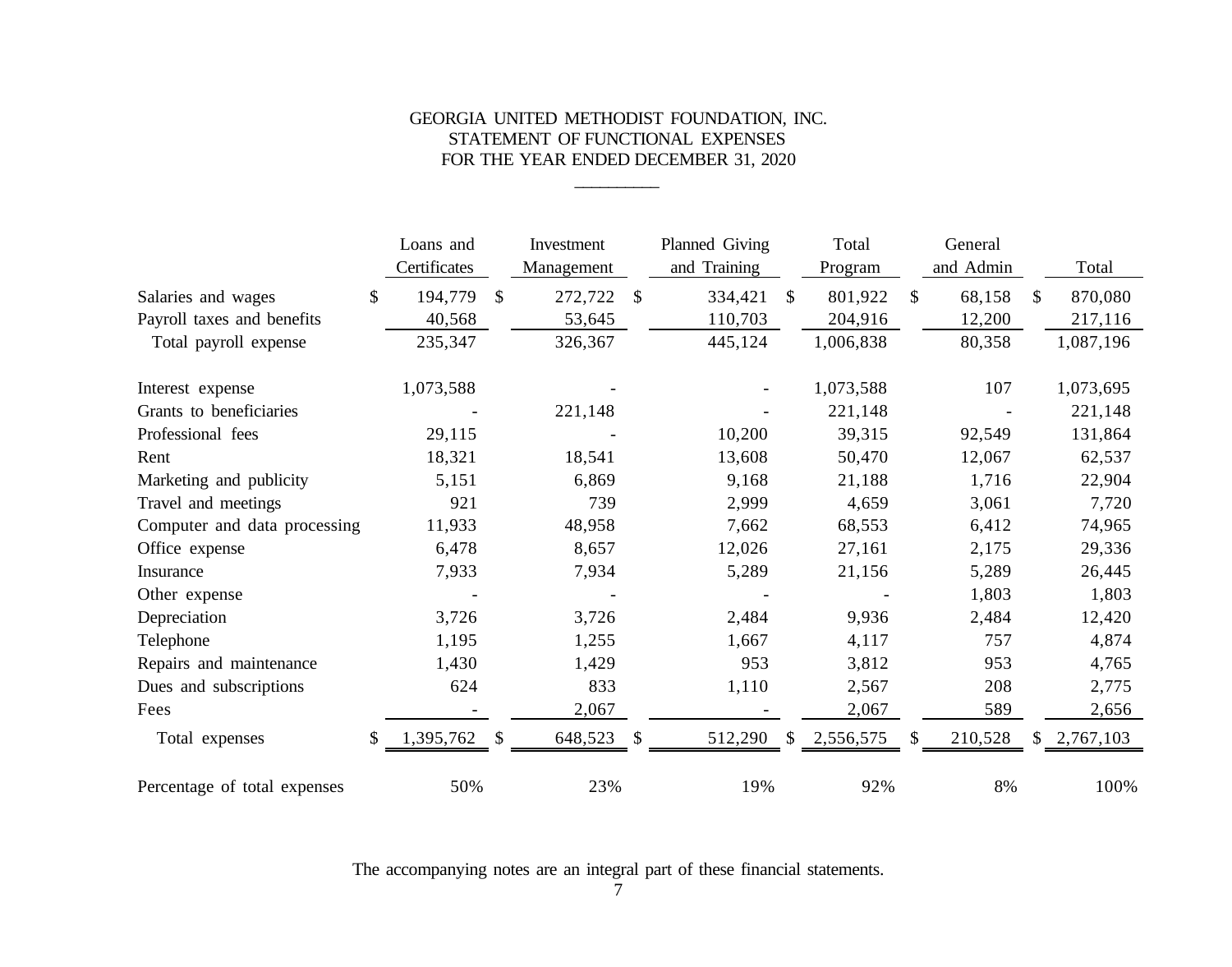# GEORGIA UNITED METHODIST FOUNDATION, INC.
## STATEMENT OF FUNCTIONAL EXPENSES
## FOR THE YEAR ENDED DECEMBER 31, 2020

| | Loans and Certificates | Investment Management | Planned Giving and Training | Total Program | General and Admin | Total |
|---|---|---|---|---|---|---|
| Salaries and wages | $ 194,779 | $ 272,722 | $ 334,421 | $ 801,922 | $ 68,158 | $ 870,080 |
| Payroll taxes and benefits | 40,568 | 53,645 | 110,703 | 204,916 | 12,200 | 217,116 |
| Total payroll expense | 235,347 | 326,367 | 445,124 | 1,006,838 | 80,358 | 1,087,196 |
| Interest expense | 1,073,588 | - | - | 1,073,588 | 107 | 1,073,695 |
| Grants to beneficiaries | - | 221,148 | - | 221,148 | - | 221,148 |
| Professional fees | 29,115 | - | 10,200 | 39,315 | 92,549 | 131,864 |
| Rent | 18,321 | 18,541 | 13,608 | 50,470 | 12,067 | 62,537 |
| Marketing and publicity | 5,151 | 6,869 | 9,168 | 21,188 | 1,716 | 22,904 |
| Travel and meetings | 921 | 739 | 2,999 | 4,659 | 3,061 | 7,720 |
| Computer and data processing | 11,933 | 48,958 | 7,662 | 68,553 | 6,412 | 74,965 |
| Office expense | 6,478 | 8,657 | 12,026 | 27,161 | 2,175 | 29,336 |
| Insurance | 7,933 | 7,934 | 5,289 | 21,156 | 5,289 | 26,445 |
| Other expense | - | - | - | - | 1,803 | 1,803 |
| Depreciation | 3,726 | 3,726 | 2,484 | 9,936 | 2,484 | 12,420 |
| Telephone | 1,195 | 1,255 | 1,667 | 4,117 | 757 | 4,874 |
| Repairs and maintenance | 1,430 | 1,429 | 953 | 3,812 | 953 | 4,765 |
| Dues and subscriptions | 624 | 833 | 1,110 | 2,567 | 208 | 2,775 |
| Fees | - | 2,067 | - | 2,067 | 589 | 2,656 |
| Total expenses | $ 1,395,762 | $ 648,523 | $ 512,290 | $ 2,556,575 | $ 210,528 | $ 2,767,103 |
| Percentage of total expenses | 50% | 23% | 19% | 92% | 8% | 100% |

The accompanying notes are an integral part of these financial statements.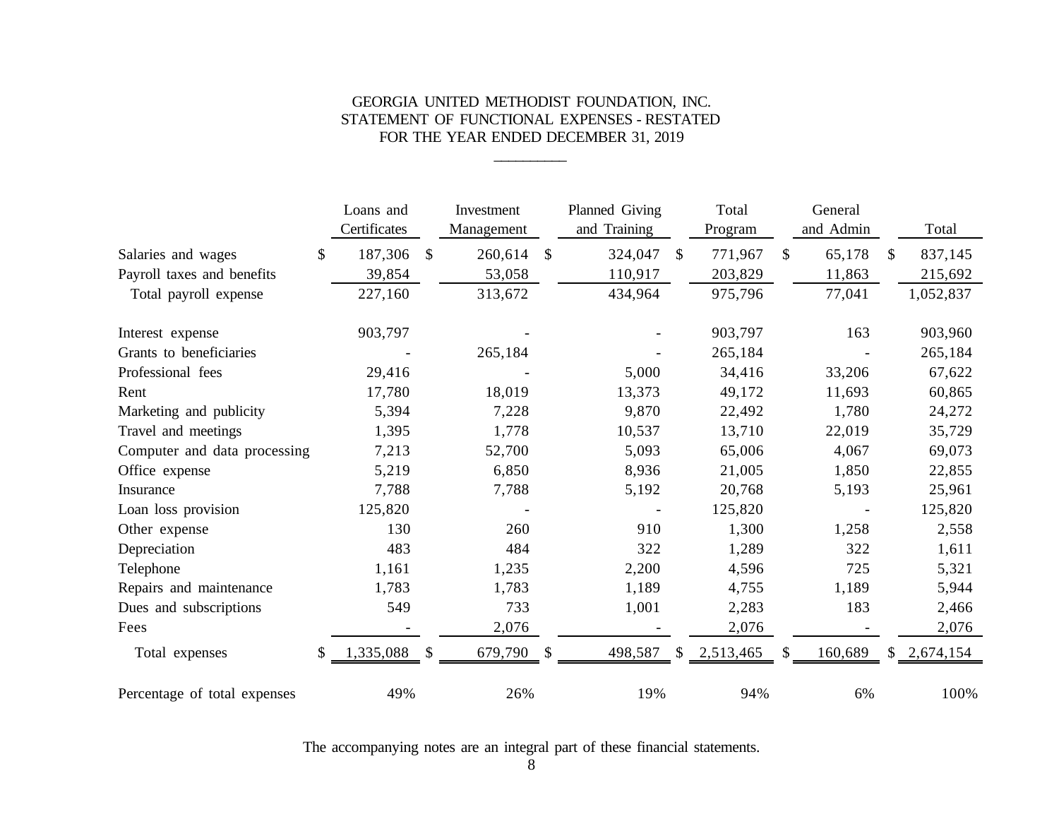# GEORGIA UNITED METHODIST FOUNDATION, INC.
## STATEMENT OF FUNCTIONAL EXPENSES - RESTATED
### FOR THE YEAR ENDED DECEMBER 31, 2019

| | Loans and Certificates | Investment Management | Planned Giving and Training | Total Program | General and Admin | Total |
|---|---|---|---|---|---|---|
| Salaries and wages | $ 187,306 | $ 260,614 | $ 324,047 | $ 771,967 | $ 65,178 | $ 837,145 |
| Payroll taxes and benefits | 39,854 | 53,058 | 110,917 | 203,829 | 11,863 | 215,692 |
| Total payroll expense | 227,160 | 313,672 | 434,964 | 975,796 | 77,041 | 1,052,837 |
| Interest expense | 903,797 | - | - | 903,797 | 163 | 903,960 |
| Grants to beneficiaries | - | 265,184 | - | 265,184 | - | 265,184 |
| Professional fees | 29,416 | - | 5,000 | 34,416 | 33,206 | 67,622 |
| Rent | 17,780 | 18,019 | 13,373 | 49,172 | 11,693 | 60,865 |
| Marketing and publicity | 5,394 | 7,228 | 9,870 | 22,492 | 1,780 | 24,272 |
| Travel and meetings | 1,395 | 1,778 | 10,537 | 13,710 | 22,019 | 35,729 |
| Computer and data processing | 7,213 | 52,700 | 5,093 | 65,006 | 4,067 | 69,073 |
| Office expense | 5,219 | 6,850 | 8,936 | 21,005 | 1,850 | 22,855 |
| Insurance | 7,788 | 7,788 | 5,192 | 20,768 | 5,193 | 25,961 |
| Loan loss provision | 125,820 | - | - | 125,820 | - | 125,820 |
| Other expense | 130 | 260 | 910 | 1,300 | 1,258 | 2,558 |
| Depreciation | 483 | 484 | 322 | 1,289 | 322 | 1,611 |
| Telephone | 1,161 | 1,235 | 2,200 | 4,596 | 725 | 5,321 |
| Repairs and maintenance | 1,783 | 1,783 | 1,189 | 4,755 | 1,189 | 5,944 |
| Dues and subscriptions | 549 | 733 | 1,001 | 2,283 | 183 | 2,466 |
| Fees | - | 2,076 | - | 2,076 | - | 2,076 |
| Total expenses | $ 1,335,088 | $ 679,790 | $ 498,587 | $ 2,513,465 | $ 160,689 | $ 2,674,154 |
| Percentage of total expenses | 49% | 26% | 19% | 94% | 6% | 100% |

The accompanying notes are an integral part of these financial statements.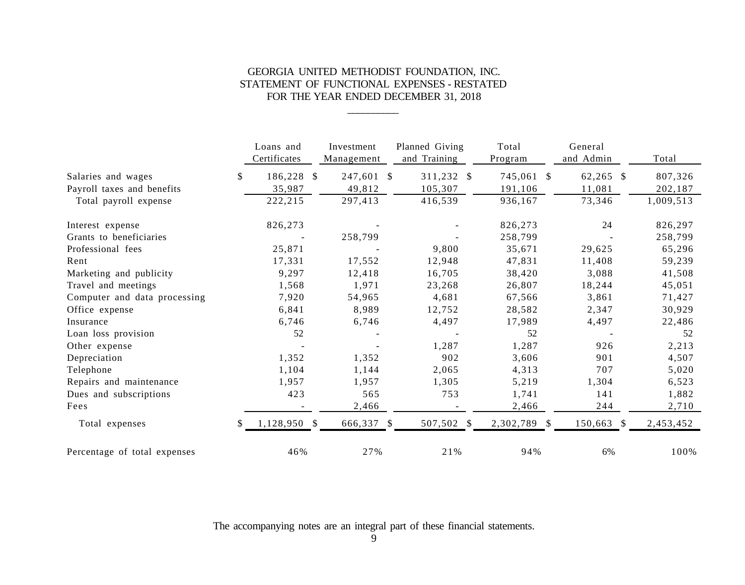# GEORGIA UNITED METHODIST FOUNDATION, INC.
## STATEMENT OF FUNCTIONAL EXPENSES - RESTATED
### FOR THE YEAR ENDED DECEMBER 31, 2018

| | Loans and Certificates | Investment Management | Planned Giving and Training | Total Program | General and Admin | Total |
|---|---|---|---|---|---|---|
| Salaries and wages | $ 186,228 | $ 247,601 | $ 311,232 | $ 745,061 | $ 62,265 | $ 807,326 |
| Payroll taxes and benefits | 35,987 | 49,812 | 105,307 | 191,106 | 11,081 | 202,187 |
| Total payroll expense | 222,215 | 297,413 | 416,539 | 936,167 | 73,346 | 1,009,513 |
| Interest expense | 826,273 | - | - | 826,273 | 24 | 826,297 |
| Grants to beneficiaries | - | 258,799 | - | 258,799 | - | 258,799 |
| Professional fees | 25,871 | - | 9,800 | 35,671 | 29,625 | 65,296 |
| Rent | 17,331 | 17,552 | 12,948 | 47,831 | 11,408 | 59,239 |
| Marketing and publicity | 9,297 | 12,418 | 16,705 | 38,420 | 3,088 | 41,508 |
| Travel and meetings | 1,568 | 1,971 | 23,268 | 26,807 | 18,244 | 45,051 |
| Computer and data processing | 7,920 | 54,965 | 4,681 | 67,566 | 3,861 | 71,427 |
| Office expense | 6,841 | 8,989 | 12,752 | 28,582 | 2,347 | 30,929 |
| Insurance | 6,746 | 6,746 | 4,497 | 17,989 | 4,497 | 22,486 |
| Loan loss provision | 52 | - | - | 52 | - | 52 |
| Other expense | - | - | 1,287 | 1,287 | 926 | 2,213 |
| Depreciation | 1,352 | 1,352 | 902 | 3,606 | 901 | 4,507 |
| Telephone | 1,104 | 1,144 | 2,065 | 4,313 | 707 | 5,020 |
| Repairs and maintenance | 1,957 | 1,957 | 1,305 | 5,219 | 1,304 | 6,523 |
| Dues and subscriptions | 423 | 565 | 753 | 1,741 | 141 | 1,882 |
| Fees | - | 2,466 | - | 2,466 | 244 | 2,710 |
| Total expenses | $ 1,128,950 | $ 666,337 | $ 507,502 | $ 2,302,789 | $ 150,663 | $ 2,453,452 |
| Percentage of total expenses | 46% | 27% | 21% | 94% | 6% | 100% |

The accompanying notes are an integral part of these financial statements.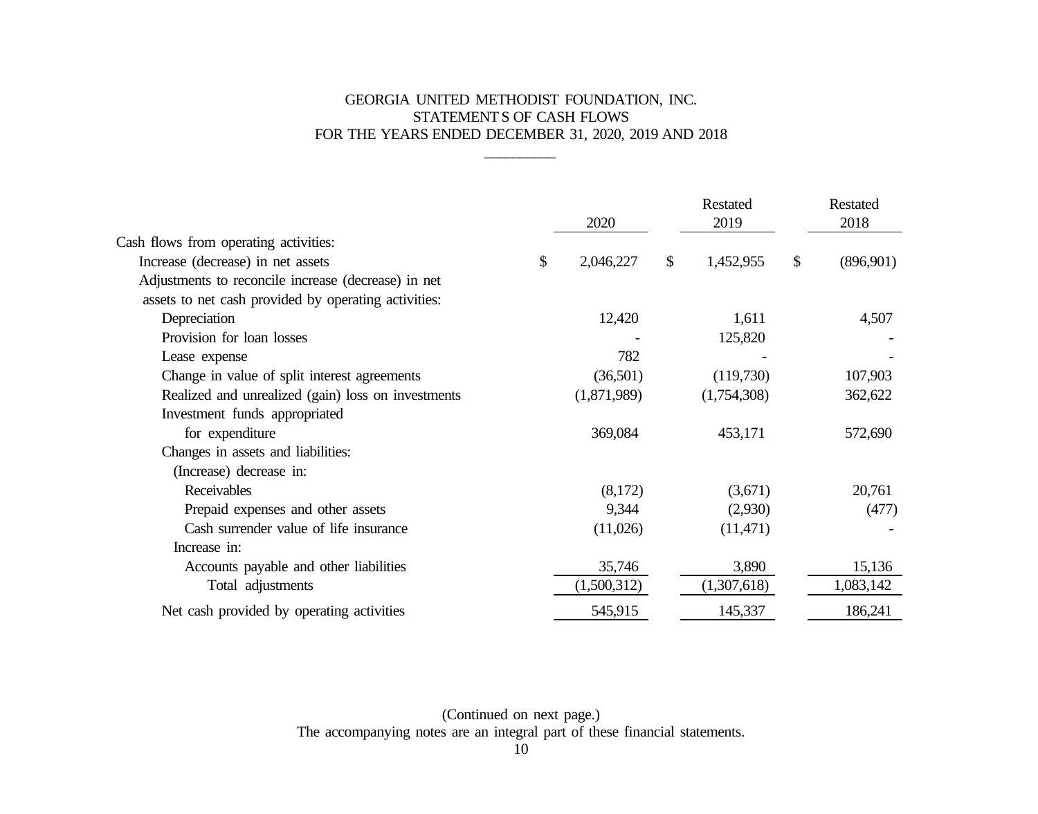# GEORGIA UNITED METHODIST FOUNDATION, INC.
## STATEMENTS OF CASH FLOWS
### FOR THE YEARS ENDED DECEMBER 31, 2020, 2019 AND 2018

| | 2020 | Restated 2019 | Restated 2018 |
|---|---|---|---|
| Cash flows from operating activities: | | | |
| Increase (decrease) in net assets | $ 2,046,227 | $ 1,452,955 | $ (896,901) |
| Adjustments to reconcile increase (decrease) in net assets to net cash provided by operating activities: | | | |
| Depreciation | 12,420 | 1,611 | 4,507 |
| Provision for loan losses | - | 125,820 | - |
| Lease expense | 782 | - | - |
| Change in value of split interest agreements | (36,501) | (119,730) | 107,903 |
| Realized and unrealized (gain) loss on investments | (1,871,989) | (1,754,308) | 362,622 |
| Investment funds appropriated for expenditure | 369,084 | 453,171 | 572,690 |
| Changes in assets and liabilities: | | | |
| (Increase) decrease in: | | | |
| Receivables | (8,172) | (3,671) | 20,761 |
| Prepaid expenses and other assets | 9,344 | (2,930) | (477) |
| Cash surrender value of life insurance | (11,026) | (11,471) | - |
| Increase in: | | | |
| Accounts payable and other liabilities | 35,746 | 3,890 | 15,136 |
| Total adjustments | (1,500,312) | (1,307,618) | 1,083,142 |
| Net cash provided by operating activities | 545,915 | 145,337 | 186,241 |

(Continued on next page.)

The accompanying notes are an integral part of these financial statements.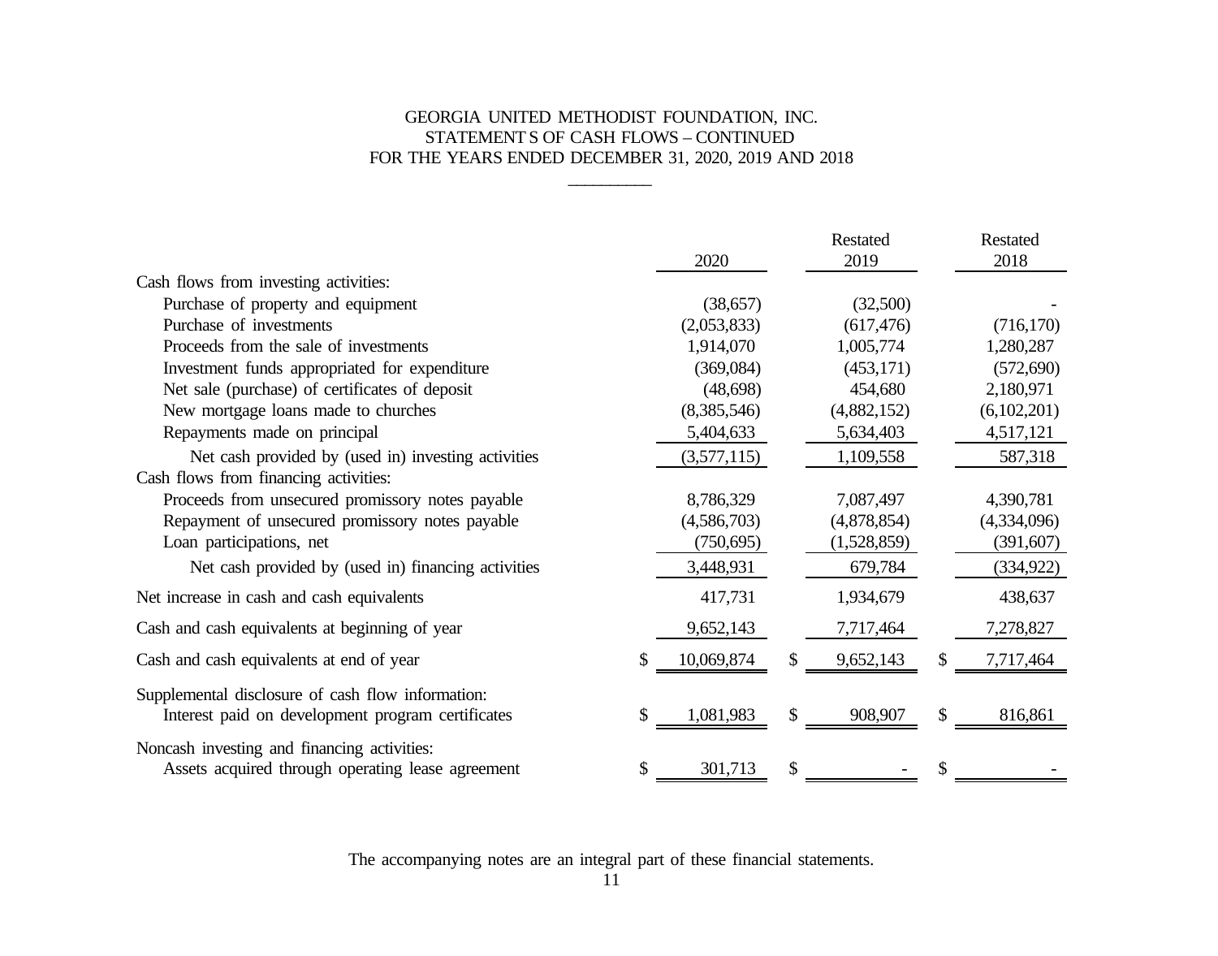# GEORGIA UNITED METHODIST FOUNDATION, INC.
## STATEMENTS OF CASH FLOWS – CONTINUED
### FOR THE YEARS ENDED DECEMBER 31, 2020, 2019 AND 2018

| | 2020 | Restated 2019 | Restated 2018 |
|---|---|---|---|
| Cash flows from investing activities: | | | |
| Purchase of property and equipment | (38,657) | (32,500) | - |
| Purchase of investments | (2,053,833) | (617,476) | (716,170) |
| Proceeds from the sale of investments | 1,914,070 | 1,005,774 | 1,280,287 |
| Investment funds appropriated for expenditure | (369,084) | (453,171) | (572,690) |
| Net sale (purchase) of certificates of deposit | (48,698) | 454,680 | 2,180,971 |
| New mortgage loans made to churches | (8,385,546) | (4,882,152) | (6,102,201) |
| Repayments made on principal | 5,404,633 | 5,634,403 | 4,517,121 |
| Net cash provided by (used in) investing activities | (3,577,115) | 1,109,558 | 587,318 |
| Cash flows from financing activities: | | | |
| Proceeds from unsecured promissory notes payable | 8,786,329 | 7,087,497 | 4,390,781 |
| Repayment of unsecured promissory notes payable | (4,586,703) | (4,878,854) | (4,334,096) |
| Loan participations, net | (750,695) | (1,528,859) | (391,607) |
| Net cash provided by (used in) financing activities | 3,448,931 | 679,784 | (334,922) |
| Net increase in cash and cash equivalents | 417,731 | 1,934,679 | 438,637 |
| Cash and cash equivalents at beginning of year | 9,652,143 | 7,717,464 | 7,278,827 |
| Cash and cash equivalents at end of year | $ 10,069,874 | $ 9,652,143 | $ 7,717,464 |
| Supplemental disclosure of cash flow information: | | | |
| Interest paid on development program certificates | $ 1,081,983 | $ 908,907 | $ 816,861 |
| Noncash investing and financing activities: | | | |
| Assets acquired through operating lease agreement | $ 301,713 | $ - | $ - |

The accompanying notes are an integral part of these financial statements.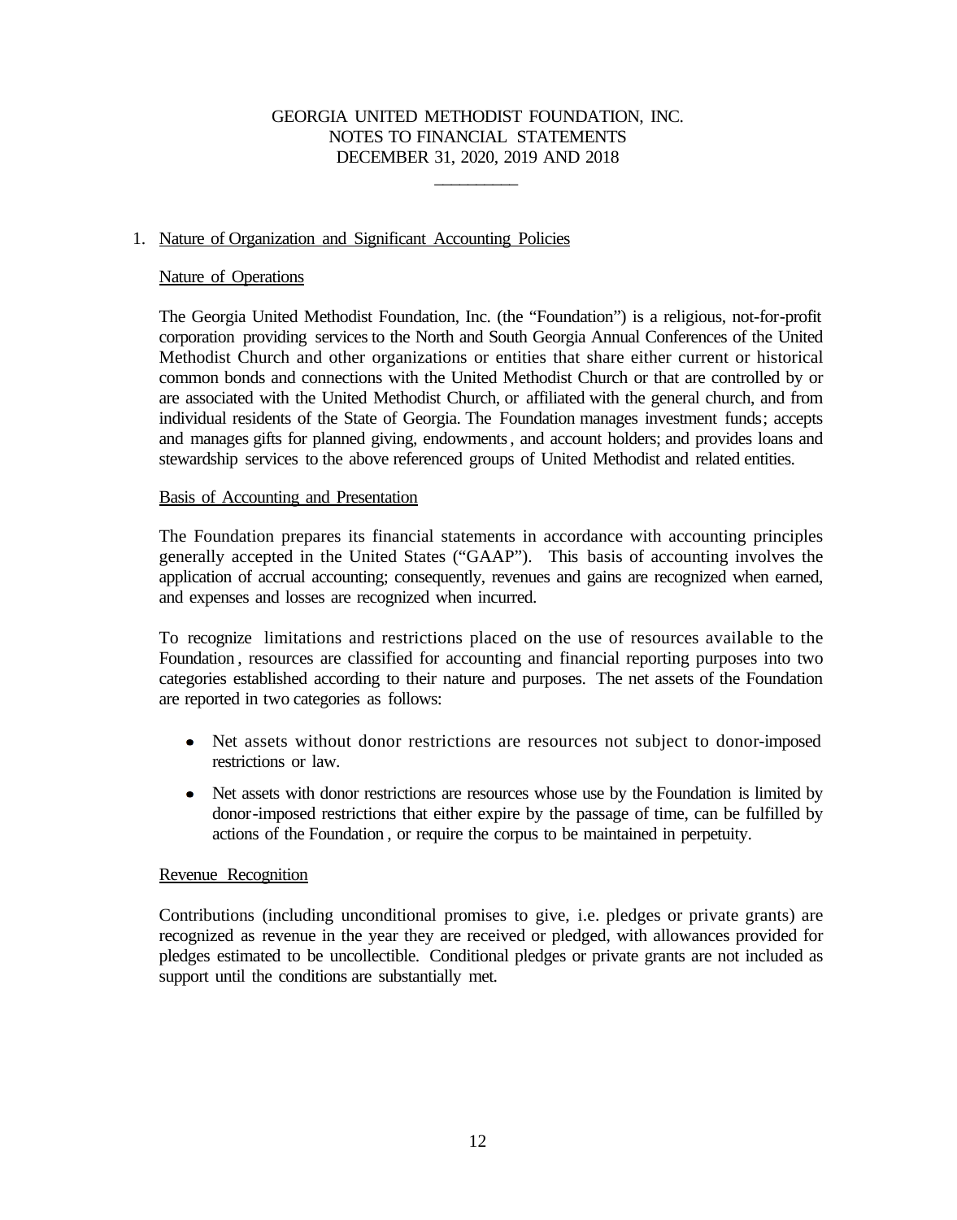GEORGIA UNITED METHODIST FOUNDATION, INC.
NOTES TO FINANCIAL STATEMENTS
DECEMBER 31, 2020, 2019 AND 2018

## 1. Nature of Organization and Significant Accounting Policies

### Nature of Operations

The Georgia United Methodist Foundation, Inc. (the "Foundation") is a religious, not-for-profit corporation providing services to the North and South Georgia Annual Conferences of the United Methodist Church and other organizations or entities that share either current or historical common bonds and connections with the United Methodist Church or that are controlled by or are associated with the United Methodist Church, or affiliated with the general church, and from individual residents of the State of Georgia. The Foundation manages investment funds; accepts and manages gifts for planned giving, endowments, and account holders; and provides loans and stewardship services to the above referenced groups of United Methodist and related entities.

### Basis of Accounting and Presentation

The Foundation prepares its financial statements in accordance with accounting principles generally accepted in the United States ("GAAP"). This basis of accounting involves the application of accrual accounting; consequently, revenues and gains are recognized when earned, and expenses and losses are recognized when incurred.

To recognize limitations and restrictions placed on the use of resources available to the Foundation, resources are classified for accounting and financial reporting purposes into two categories established according to their nature and purposes. The net assets of the Foundation are reported in two categories as follows:

- Net assets without donor restrictions are resources not subject to donor-imposed restrictions or law.
- Net assets with donor restrictions are resources whose use by the Foundation is limited by donor-imposed restrictions that either expire by the passage of time, can be fulfilled by actions of the Foundation, or require the corpus to be maintained in perpetuity.

### Revenue Recognition

Contributions (including unconditional promises to give, i.e. pledges or private grants) are recognized as revenue in the year they are received or pledged, with allowances provided for pledges estimated to be uncollectible. Conditional pledges or private grants are not included as support until the conditions are substantially met.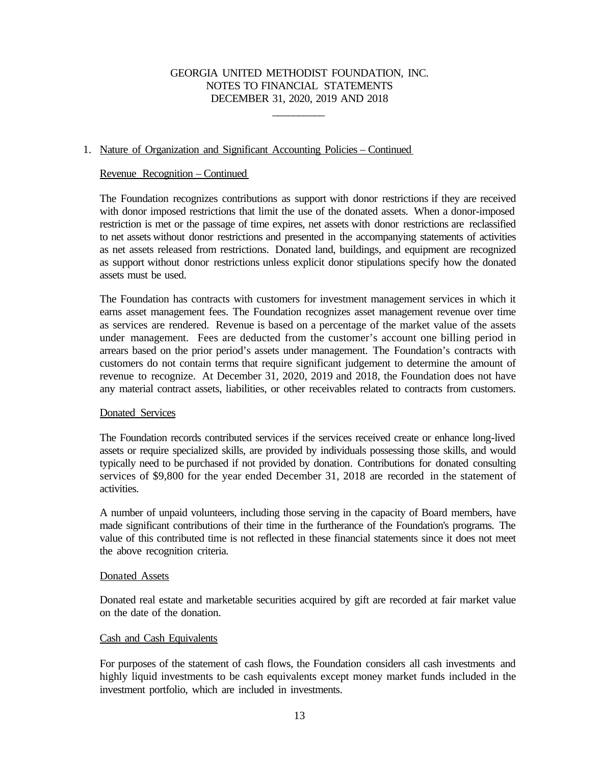# GEORGIA UNITED METHODIST FOUNDATION, INC.
## NOTES TO FINANCIAL STATEMENTS
## DECEMBER 31, 2020, 2019 AND 2018

1. Nature of Organization and Significant Accounting Policies – Continued

### Revenue Recognition – Continued

The Foundation recognizes contributions as support with donor restrictions if they are received with donor imposed restrictions that limit the use of the donated assets. When a donor-imposed restriction is met or the passage of time expires, net assets with donor restrictions are reclassified to net assets without donor restrictions and presented in the accompanying statements of activities as net assets released from restrictions. Donated land, buildings, and equipment are recognized as support without donor restrictions unless explicit donor stipulations specify how the donated assets must be used.

The Foundation has contracts with customers for investment management services in which it earns asset management fees. The Foundation recognizes asset management revenue over time as services are rendered. Revenue is based on a percentage of the market value of the assets under management. Fees are deducted from the customer's account one billing period in arrears based on the prior period's assets under management. The Foundation's contracts with customers do not contain terms that require significant judgement to determine the amount of revenue to recognize. At December 31, 2020, 2019 and 2018, the Foundation does not have any material contract assets, liabilities, or other receivables related to contracts from customers.

### Donated Services

The Foundation records contributed services if the services received create or enhance long-lived assets or require specialized skills, are provided by individuals possessing those skills, and would typically need to be purchased if not provided by donation. Contributions for donated consulting services of $9,800 for the year ended December 31, 2018 are recorded in the statement of activities.

A number of unpaid volunteers, including those serving in the capacity of Board members, have made significant contributions of their time in the furtherance of the Foundation's programs. The value of this contributed time is not reflected in these financial statements since it does not meet the above recognition criteria.

### Donated Assets

Donated real estate and marketable securities acquired by gift are recorded at fair market value on the date of the donation.

### Cash and Cash Equivalents

For purposes of the statement of cash flows, the Foundation considers all cash investments and highly liquid investments to be cash equivalents except money market funds included in the investment portfolio, which are included in investments.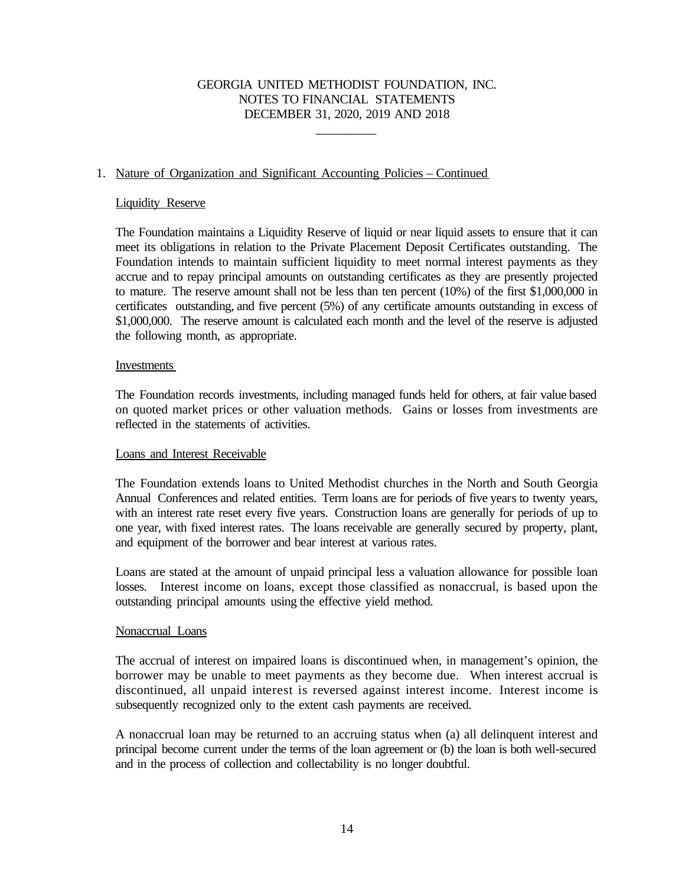# GEORGIA UNITED METHODIST FOUNDATION, INC.
## NOTES TO FINANCIAL STATEMENTS
## DECEMBER 31, 2020, 2019 AND 2018

1. Nature of Organization and Significant Accounting Policies – Continued

### Liquidity Reserve

The Foundation maintains a Liquidity Reserve of liquid or near liquid assets to ensure that it can meet its obligations in relation to the Private Placement Deposit Certificates outstanding. The Foundation intends to maintain sufficient liquidity to meet normal interest payments as they accrue and to repay principal amounts on outstanding certificates as they are presently projected to mature. The reserve amount shall not be less than ten percent (10%) of the first $1,000,000 in certificates outstanding, and five percent (5%) of any certificate amounts outstanding in excess of $1,000,000. The reserve amount is calculated each month and the level of the reserve is adjusted the following month, as appropriate.

### Investments

The Foundation records investments, including managed funds held for others, at fair value based on quoted market prices or other valuation methods. Gains or losses from investments are reflected in the statements of activities.

### Loans and Interest Receivable

The Foundation extends loans to United Methodist churches in the North and South Georgia Annual Conferences and related entities. Term loans are for periods of five years to twenty years, with an interest rate reset every five years. Construction loans are generally for periods of up to one year, with fixed interest rates. The loans receivable are generally secured by property, plant, and equipment of the borrower and bear interest at various rates.

Loans are stated at the amount of unpaid principal less a valuation allowance for possible loan losses. Interest income on loans, except those classified as nonaccrual, is based upon the outstanding principal amounts using the effective yield method.

### Nonaccrual Loans

The accrual of interest on impaired loans is discontinued when, in management's opinion, the borrower may be unable to meet payments as they become due. When interest accrual is discontinued, all unpaid interest is reversed against interest income. Interest income is subsequently recognized only to the extent cash payments are received.

A nonaccrual loan may be returned to an accruing status when (a) all delinquent interest and principal become current under the terms of the loan agreement or (b) the loan is both well-secured and in the process of collection and collectability is no longer doubtful.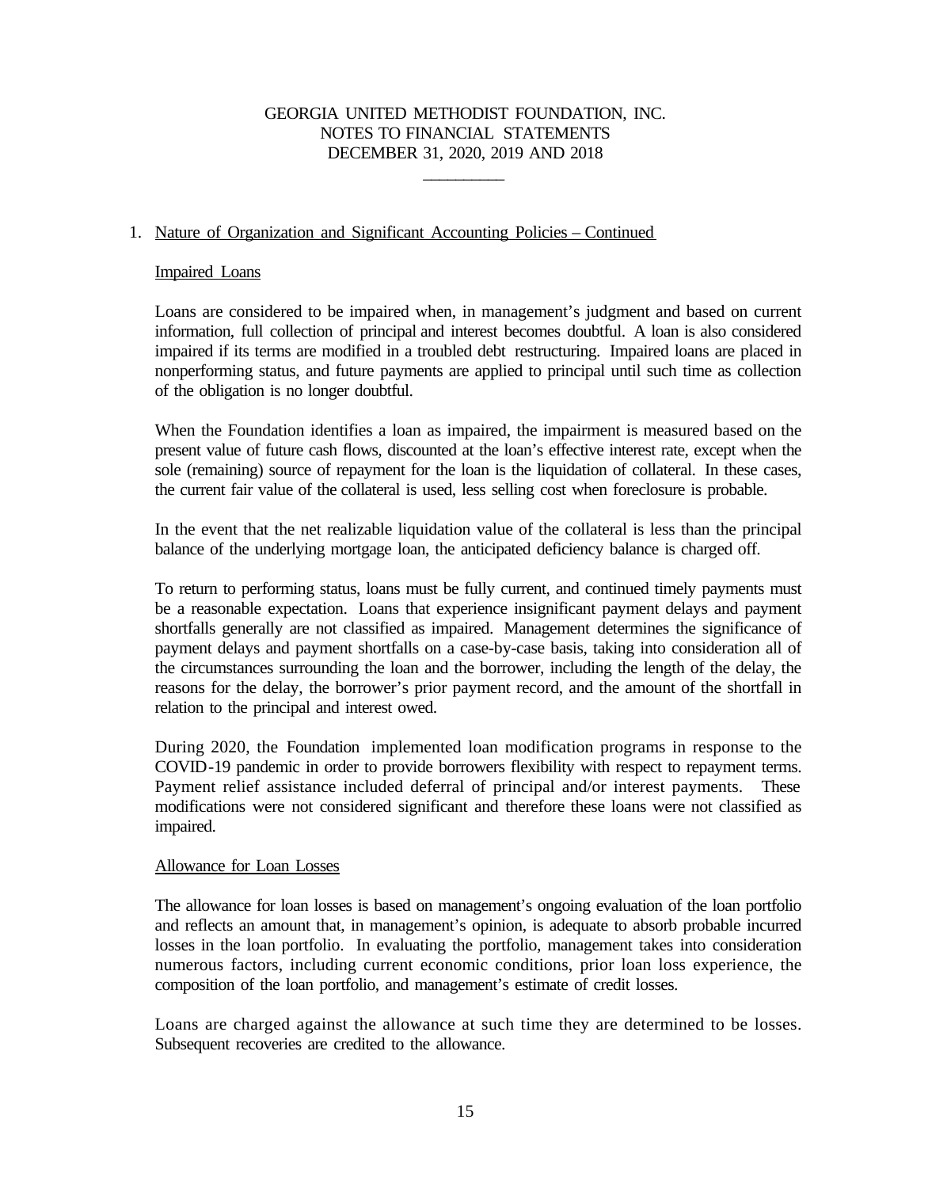# GEORGIA UNITED METHODIST FOUNDATION, INC.
## NOTES TO FINANCIAL STATEMENTS
## DECEMBER 31, 2020, 2019 AND 2018

1. Nature of Organization and Significant Accounting Policies – Continued

### Impaired Loans

Loans are considered to be impaired when, in management's judgment and based on current information, full collection of principal and interest becomes doubtful. A loan is also considered impaired if its terms are modified in a troubled debt restructuring. Impaired loans are placed in nonperforming status, and future payments are applied to principal until such time as collection of the obligation is no longer doubtful.

When the Foundation identifies a loan as impaired, the impairment is measured based on the present value of future cash flows, discounted at the loan's effective interest rate, except when the sole (remaining) source of repayment for the loan is the liquidation of collateral. In these cases, the current fair value of the collateral is used, less selling cost when foreclosure is probable.

In the event that the net realizable liquidation value of the collateral is less than the principal balance of the underlying mortgage loan, the anticipated deficiency balance is charged off.

To return to performing status, loans must be fully current, and continued timely payments must be a reasonable expectation. Loans that experience insignificant payment delays and payment shortfalls generally are not classified as impaired. Management determines the significance of payment delays and payment shortfalls on a case-by-case basis, taking into consideration all of the circumstances surrounding the loan and the borrower, including the length of the delay, the reasons for the delay, the borrower's prior payment record, and the amount of the shortfall in relation to the principal and interest owed.

During 2020, the Foundation implemented loan modification programs in response to the COVID-19 pandemic in order to provide borrowers flexibility with respect to repayment terms. Payment relief assistance included deferral of principal and/or interest payments. These modifications were not considered significant and therefore these loans were not classified as impaired.

### Allowance for Loan Losses

The allowance for loan losses is based on management's ongoing evaluation of the loan portfolio and reflects an amount that, in management's opinion, is adequate to absorb probable incurred losses in the loan portfolio. In evaluating the portfolio, management takes into consideration numerous factors, including current economic conditions, prior loan loss experience, the composition of the loan portfolio, and management's estimate of credit losses.

Loans are charged against the allowance at such time they are determined to be losses. Subsequent recoveries are credited to the allowance.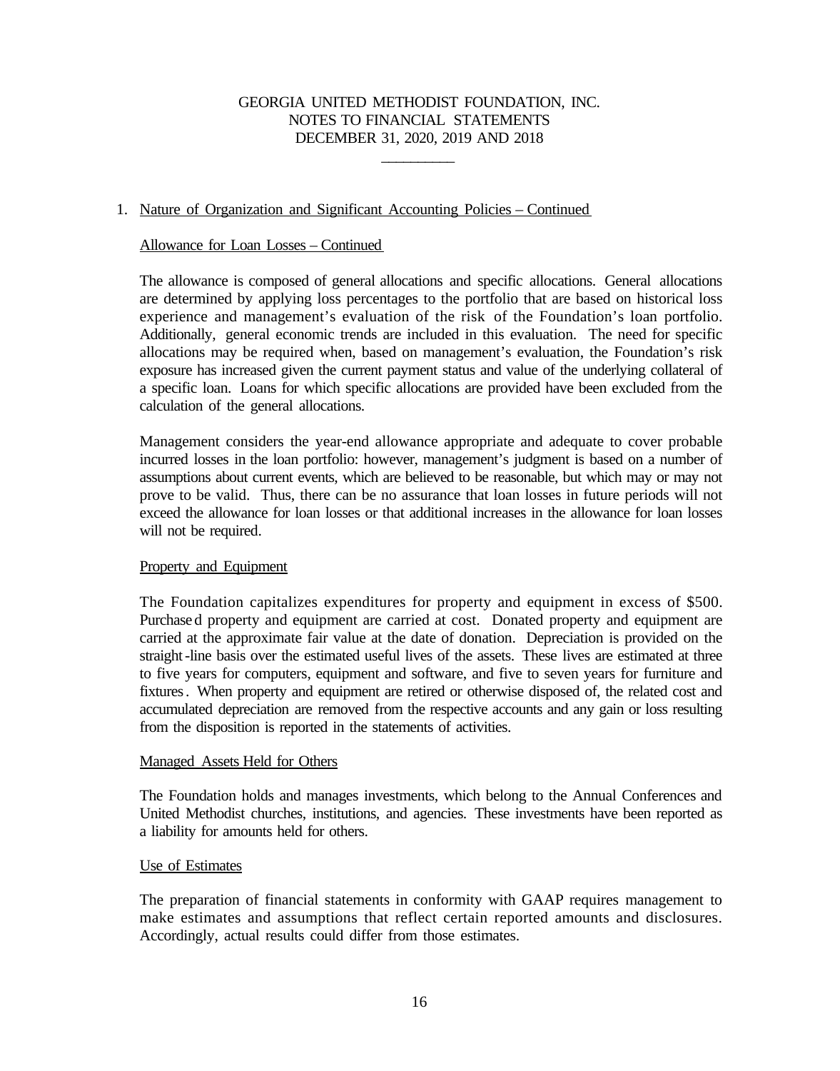# GEORGIA UNITED METHODIST FOUNDATION, INC.
## NOTES TO FINANCIAL STATEMENTS
## DECEMBER 31, 2020, 2019 AND 2018

1. Nature of Organization and Significant Accounting Policies – Continued

Allowance for Loan Losses – Continued

The allowance is composed of general allocations and specific allocations. General allocations are determined by applying loss percentages to the portfolio that are based on historical loss experience and management's evaluation of the risk of the Foundation's loan portfolio. Additionally, general economic trends are included in this evaluation. The need for specific allocations may be required when, based on management's evaluation, the Foundation's risk exposure has increased given the current payment status and value of the underlying collateral of a specific loan. Loans for which specific allocations are provided have been excluded from the calculation of the general allocations.

Management considers the year-end allowance appropriate and adequate to cover probable incurred losses in the loan portfolio: however, management's judgment is based on a number of assumptions about current events, which are believed to be reasonable, but which may or may not prove to be valid. Thus, there can be no assurance that loan losses in future periods will not exceed the allowance for loan losses or that additional increases in the allowance for loan losses will not be required.

Property and Equipment

The Foundation capitalizes expenditures for property and equipment in excess of $500. Purchased property and equipment are carried at cost. Donated property and equipment are carried at the approximate fair value at the date of donation. Depreciation is provided on the straight-line basis over the estimated useful lives of the assets. These lives are estimated at three to five years for computers, equipment and software, and five to seven years for furniture and fixtures. When property and equipment are retired or otherwise disposed of, the related cost and accumulated depreciation are removed from the respective accounts and any gain or loss resulting from the disposition is reported in the statements of activities.

Managed Assets Held for Others

The Foundation holds and manages investments, which belong to the Annual Conferences and United Methodist churches, institutions, and agencies. These investments have been reported as a liability for amounts held for others.

Use of Estimates

The preparation of financial statements in conformity with GAAP requires management to make estimates and assumptions that reflect certain reported amounts and disclosures. Accordingly, actual results could differ from those estimates.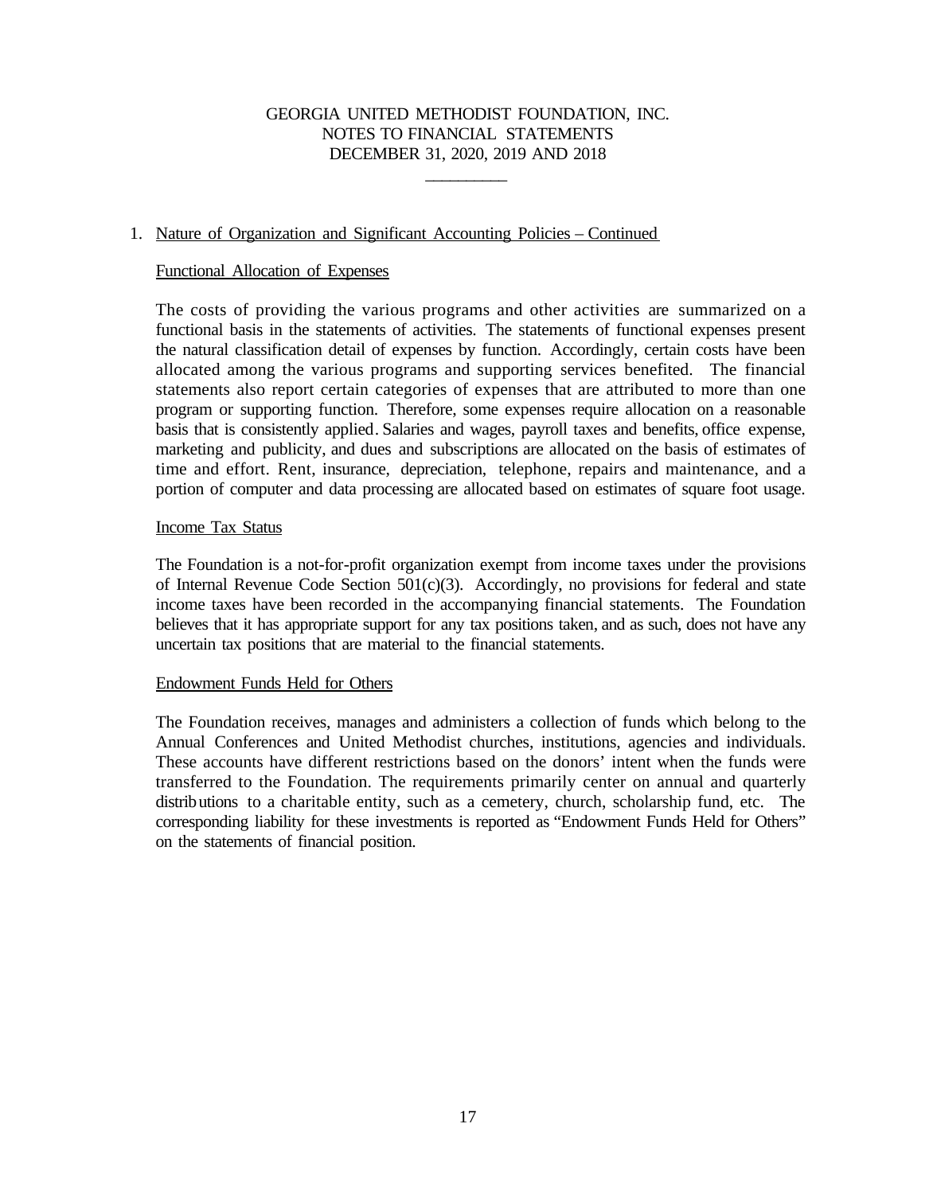GEORGIA UNITED METHODIST FOUNDATION, INC.
NOTES TO FINANCIAL STATEMENTS
DECEMBER 31, 2020, 2019 AND 2018

1. Nature of Organization and Significant Accounting Policies – Continued

Functional Allocation of Expenses

The costs of providing the various programs and other activities are summarized on a functional basis in the statements of activities. The statements of functional expenses present the natural classification detail of expenses by function. Accordingly, certain costs have been allocated among the various programs and supporting services benefited. The financial statements also report certain categories of expenses that are attributed to more than one program or supporting function. Therefore, some expenses require allocation on a reasonable basis that is consistently applied. Salaries and wages, payroll taxes and benefits, office expense, marketing and publicity, and dues and subscriptions are allocated on the basis of estimates of time and effort. Rent, insurance, depreciation, telephone, repairs and maintenance, and a portion of computer and data processing are allocated based on estimates of square foot usage.

Income Tax Status

The Foundation is a not-for-profit organization exempt from income taxes under the provisions of Internal Revenue Code Section 501(c)(3). Accordingly, no provisions for federal and state income taxes have been recorded in the accompanying financial statements. The Foundation believes that it has appropriate support for any tax positions taken, and as such, does not have any uncertain tax positions that are material to the financial statements.

Endowment Funds Held for Others

The Foundation receives, manages and administers a collection of funds which belong to the Annual Conferences and United Methodist churches, institutions, agencies and individuals. These accounts have different restrictions based on the donors' intent when the funds were transferred to the Foundation. The requirements primarily center on annual and quarterly distributions to a charitable entity, such as a cemetery, church, scholarship fund, etc. The corresponding liability for these investments is reported as "Endowment Funds Held for Others" on the statements of financial position.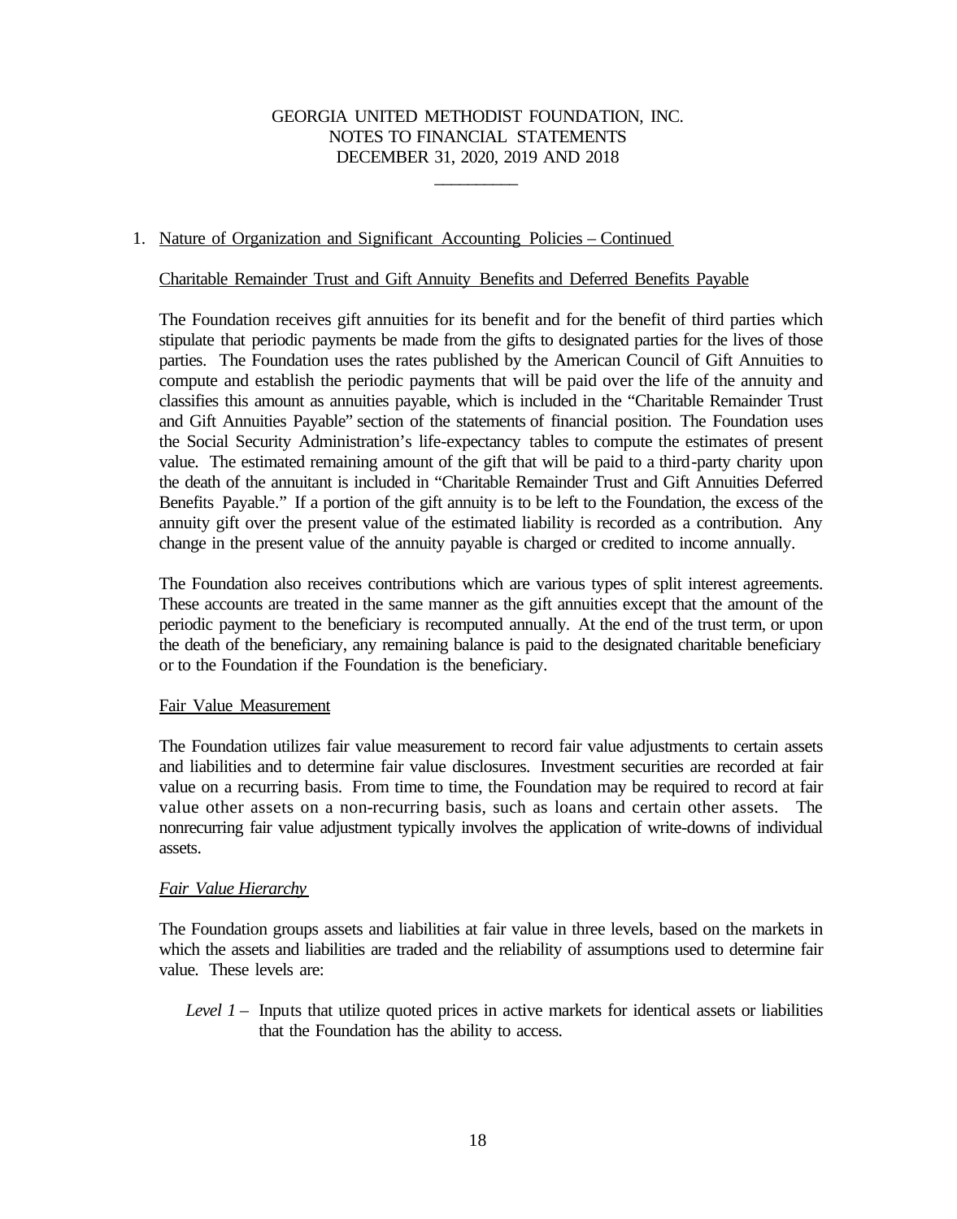## 1. Nature of Organization and Significant Accounting Policies – Continued

### Charitable Remainder Trust and Gift Annuity Benefits and Deferred Benefits Payable

The Foundation receives gift annuities for its benefit and for the benefit of third parties which stipulate that periodic payments be made from the gifts to designated parties for the lives of those parties. The Foundation uses the rates published by the American Council of Gift Annuities to compute and establish the periodic payments that will be paid over the life of the annuity and classifies this amount as annuities payable, which is included in the "Charitable Remainder Trust and Gift Annuities Payable" section of the statements of financial position. The Foundation uses the Social Security Administration's life-expectancy tables to compute the estimates of present value. The estimated remaining amount of the gift that will be paid to a third-party charity upon the death of the annuitant is included in "Charitable Remainder Trust and Gift Annuities Deferred Benefits Payable." If a portion of the gift annuity is to be left to the Foundation, the excess of the annuity gift over the present value of the estimated liability is recorded as a contribution. Any change in the present value of the annuity payable is charged or credited to income annually.

The Foundation also receives contributions which are various types of split interest agreements. These accounts are treated in the same manner as the gift annuities except that the amount of the periodic payment to the beneficiary is recomputed annually. At the end of the trust term, or upon the death of the beneficiary, any remaining balance is paid to the designated charitable beneficiary or to the Foundation if the Foundation is the beneficiary.

### Fair Value Measurement

The Foundation utilizes fair value measurement to record fair value adjustments to certain assets and liabilities and to determine fair value disclosures. Investment securities are recorded at fair value on a recurring basis. From time to time, the Foundation may be required to record at fair value other assets on a non-recurring basis, such as loans and certain other assets. The nonrecurring fair value adjustment typically involves the application of write-downs of individual assets.

#### *Fair Value Hierarchy*

The Foundation groups assets and liabilities at fair value in three levels, based on the markets in which the assets and liabilities are traded and the reliability of assumptions used to determine fair value. These levels are:

*Level 1* – Inputs that utilize quoted prices in active markets for identical assets or liabilities that the Foundation has the ability to access.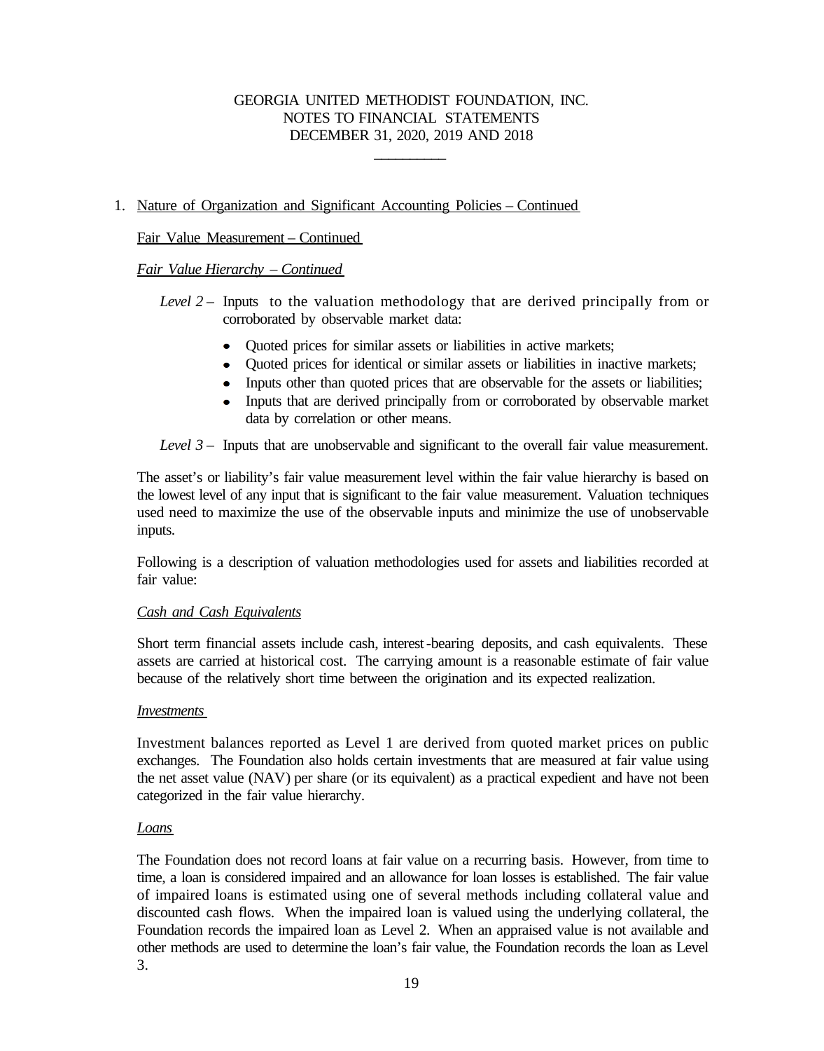1. Nature of Organization and Significant Accounting Policies – Continued

Fair Value Measurement – Continued

*Fair Value Hierarchy – Continued*

*Level 2* – Inputs to the valuation methodology that are derived principally from or corroborated by observable market data:

- Quoted prices for similar assets or liabilities in active markets;
- Quoted prices for identical or similar assets or liabilities in inactive markets;
- Inputs other than quoted prices that are observable for the assets or liabilities;
- Inputs that are derived principally from or corroborated by observable market data by correlation or other means.

*Level 3* – Inputs that are unobservable and significant to the overall fair value measurement.

The asset's or liability's fair value measurement level within the fair value hierarchy is based on the lowest level of any input that is significant to the fair value measurement. Valuation techniques used need to maximize the use of the observable inputs and minimize the use of unobservable inputs.

Following is a description of valuation methodologies used for assets and liabilities recorded at fair value:

*Cash and Cash Equivalents*

Short term financial assets include cash, interest-bearing deposits, and cash equivalents. These assets are carried at historical cost. The carrying amount is a reasonable estimate of fair value because of the relatively short time between the origination and its expected realization.

*Investments*

Investment balances reported as Level 1 are derived from quoted market prices on public exchanges. The Foundation also holds certain investments that are measured at fair value using the net asset value (NAV) per share (or its equivalent) as a practical expedient and have not been categorized in the fair value hierarchy.

*Loans*

The Foundation does not record loans at fair value on a recurring basis. However, from time to time, a loan is considered impaired and an allowance for loan losses is established. The fair value of impaired loans is estimated using one of several methods including collateral value and discounted cash flows. When the impaired loan is valued using the underlying collateral, the Foundation records the impaired loan as Level 2. When an appraised value is not available and other methods are used to determine the loan's fair value, the Foundation records the loan as Level 3.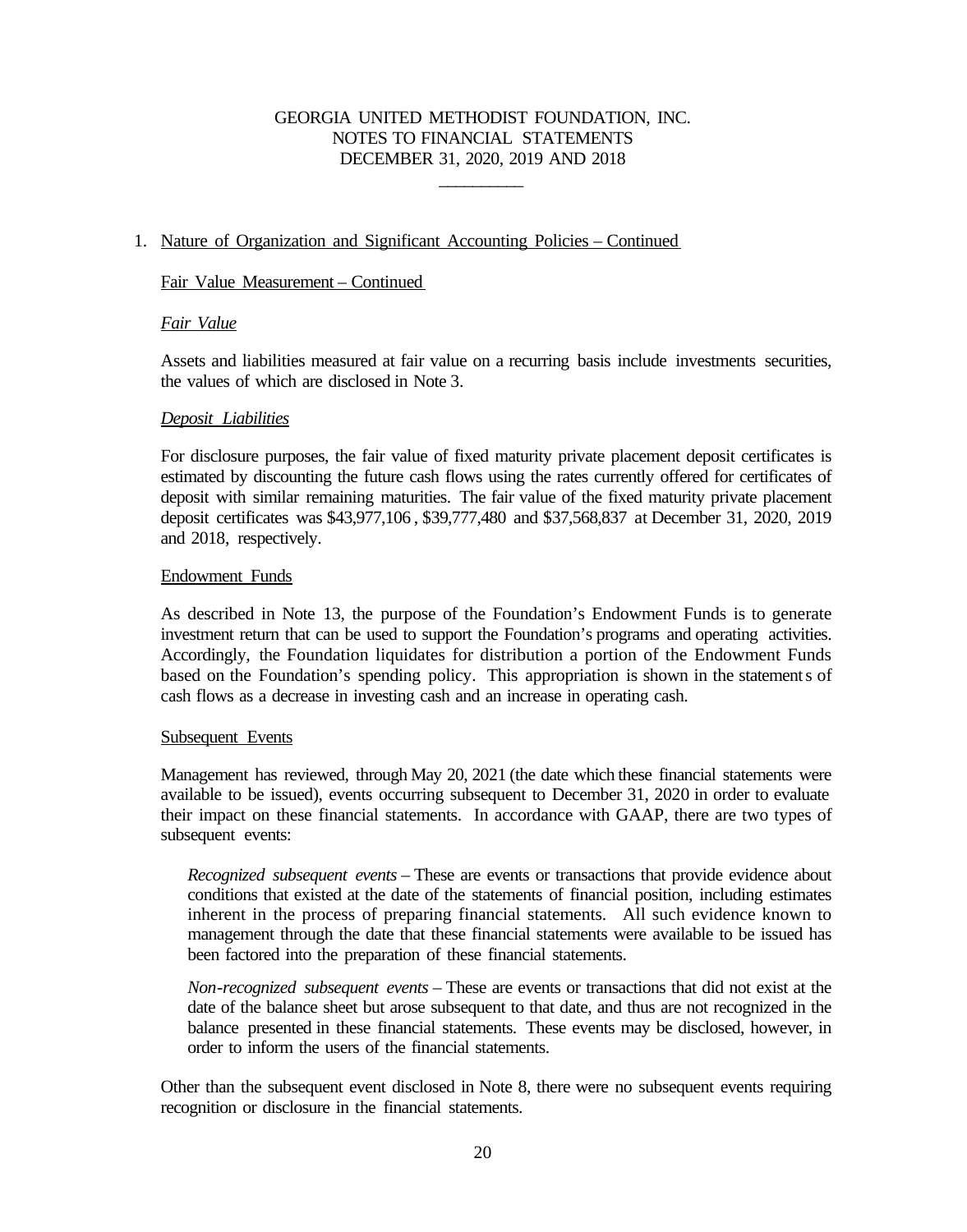1. Nature of Organization and Significant Accounting Policies – Continued

Fair Value Measurement – Continued

*Fair Value*

Assets and liabilities measured at fair value on a recurring basis include investments securities, the values of which are disclosed in Note 3.

*Deposit Liabilities*

For disclosure purposes, the fair value of fixed maturity private placement deposit certificates is estimated by discounting the future cash flows using the rates currently offered for certificates of deposit with similar remaining maturities. The fair value of the fixed maturity private placement deposit certificates was $43,977,106 , $39,777,480 and $37,568,837 at December 31, 2020, 2019 and 2018, respectively.

Endowment Funds

As described in Note 13, the purpose of the Foundation's Endowment Funds is to generate investment return that can be used to support the Foundation's programs and operating activities. Accordingly, the Foundation liquidates for distribution a portion of the Endowment Funds based on the Foundation's spending policy. This appropriation is shown in the statements of cash flows as a decrease in investing cash and an increase in operating cash.

Subsequent Events

Management has reviewed, through May 20, 2021 (the date which these financial statements were available to be issued), events occurring subsequent to December 31, 2020 in order to evaluate their impact on these financial statements. In accordance with GAAP, there are two types of subsequent events:

*Recognized subsequent events* – These are events or transactions that provide evidence about conditions that existed at the date of the statements of financial position, including estimates inherent in the process of preparing financial statements. All such evidence known to management through the date that these financial statements were available to be issued has been factored into the preparation of these financial statements.

*Non-recognized subsequent events* – These are events or transactions that did not exist at the date of the balance sheet but arose subsequent to that date, and thus are not recognized in the balance presented in these financial statements. These events may be disclosed, however, in order to inform the users of the financial statements.

Other than the subsequent event disclosed in Note 8, there were no subsequent events requiring recognition or disclosure in the financial statements.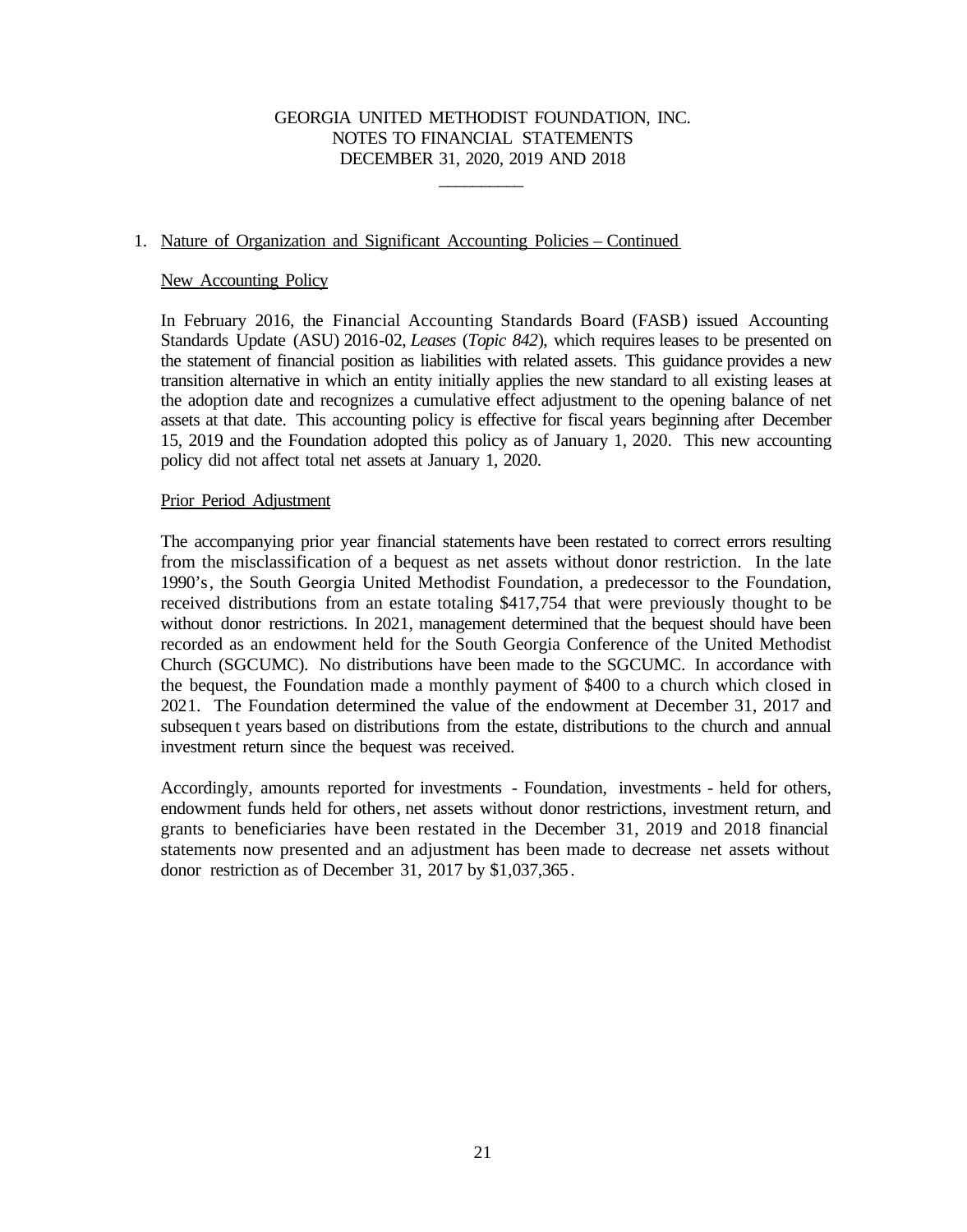GEORGIA UNITED METHODIST FOUNDATION, INC.
NOTES TO FINANCIAL STATEMENTS
DECEMBER 31, 2020, 2019 AND 2018

1. Nature of Organization and Significant Accounting Policies – Continued

New Accounting Policy

In February 2016, the Financial Accounting Standards Board (FASB) issued Accounting Standards Update (ASU) 2016-02, *Leases* (*Topic 842*), which requires leases to be presented on the statement of financial position as liabilities with related assets. This guidance provides a new transition alternative in which an entity initially applies the new standard to all existing leases at the adoption date and recognizes a cumulative effect adjustment to the opening balance of net assets at that date. This accounting policy is effective for fiscal years beginning after December 15, 2019 and the Foundation adopted this policy as of January 1, 2020. This new accounting policy did not affect total net assets at January 1, 2020.

Prior Period Adjustment

The accompanying prior year financial statements have been restated to correct errors resulting from the misclassification of a bequest as net assets without donor restriction. In the late 1990's, the South Georgia United Methodist Foundation, a predecessor to the Foundation, received distributions from an estate totaling $417,754 that were previously thought to be without donor restrictions. In 2021, management determined that the bequest should have been recorded as an endowment held for the South Georgia Conference of the United Methodist Church (SGCUMC). No distributions have been made to the SGCUMC. In accordance with the bequest, the Foundation made a monthly payment of $400 to a church which closed in 2021. The Foundation determined the value of the endowment at December 31, 2017 and subsequent years based on distributions from the estate, distributions to the church and annual investment return since the bequest was received.

Accordingly, amounts reported for investments - Foundation, investments - held for others, endowment funds held for others, net assets without donor restrictions, investment return, and grants to beneficiaries have been restated in the December 31, 2019 and 2018 financial statements now presented and an adjustment has been made to decrease net assets without donor restriction as of December 31, 2017 by $1,037,365.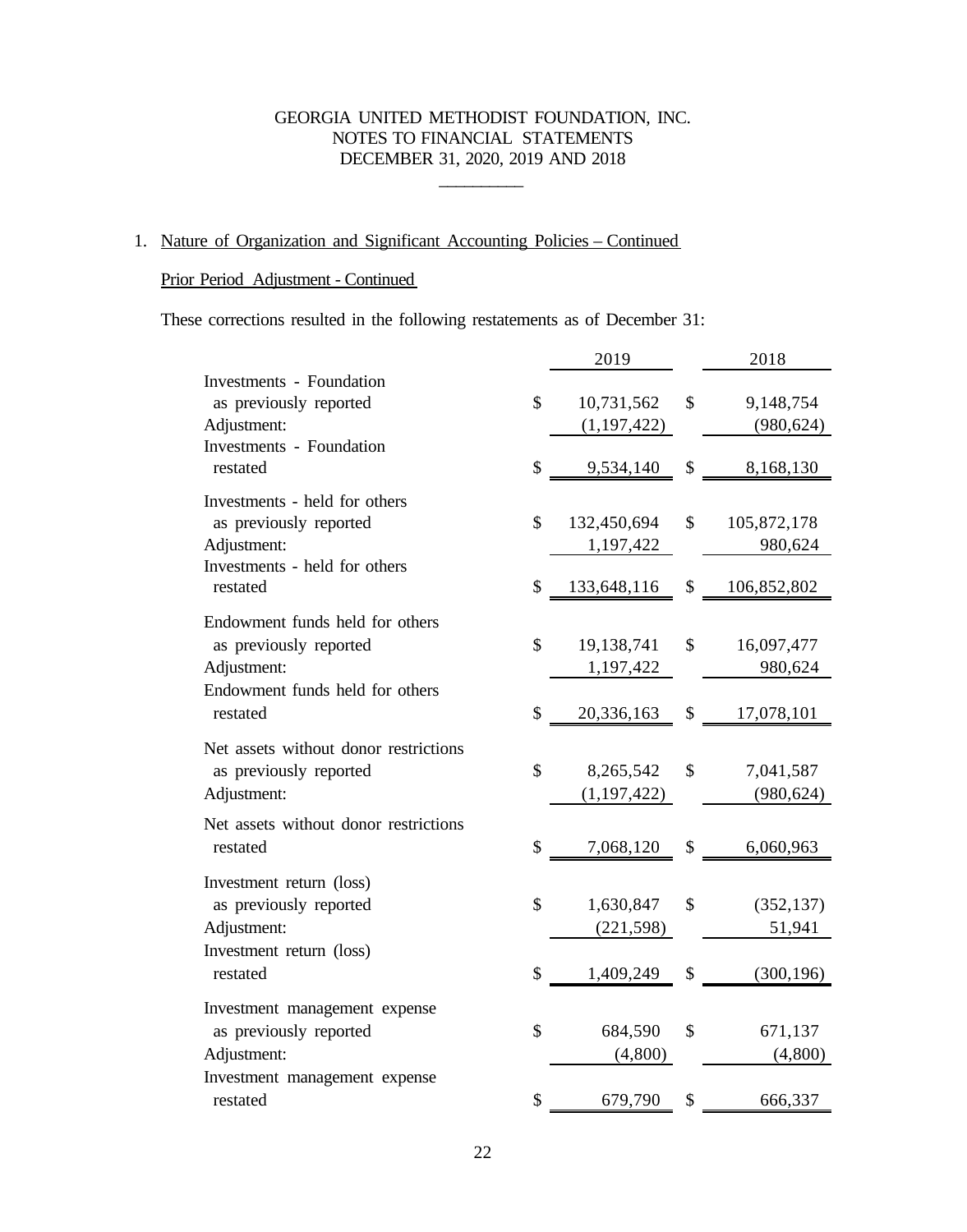GEORGIA UNITED METHODIST FOUNDATION, INC.
NOTES TO FINANCIAL STATEMENTS
DECEMBER 31, 2020, 2019 AND 2018

## 1. Nature of Organization and Significant Accounting Policies – Continued

### Prior Period Adjustment - Continued

These corrections resulted in the following restatements as of December 31:

| | 2019 | 2018 |
|---|---|---|
| Investments - Foundation as previously reported | $ 10,731,562 | $ 9,148,754 |
| Adjustment: | (1,197,422) | (980,624) |
| Investments - Foundation restated | $ 9,534,140 | $ 8,168,130 |
| Investments - held for others as previously reported | $ 132,450,694 | $ 105,872,178 |
| Adjustment: | 1,197,422 | 980,624 |
| Investments - held for others restated | $ 133,648,116 | $ 106,852,802 |
| Endowment funds held for others as previously reported | $ 19,138,741 | $ 16,097,477 |
| Adjustment: | 1,197,422 | 980,624 |
| Endowment funds held for others restated | $ 20,336,163 | $ 17,078,101 |
| Net assets without donor restrictions as previously reported | $ 8,265,542 | $ 7,041,587 |
| Adjustment: | (1,197,422) | (980,624) |
| Net assets without donor restrictions restated | $ 7,068,120 | $ 6,060,963 |
| Investment return (loss) as previously reported | $ 1,630,847 | $ (352,137) |
| Adjustment: | (221,598) | 51,941 |
| Investment return (loss) restated | $ 1,409,249 | $ (300,196) |
| Investment management expense as previously reported | $ 684,590 | $ 671,137 |
| Adjustment: | (4,800) | (4,800) |
| Investment management expense restated | $ 679,790 | $ 666,337 |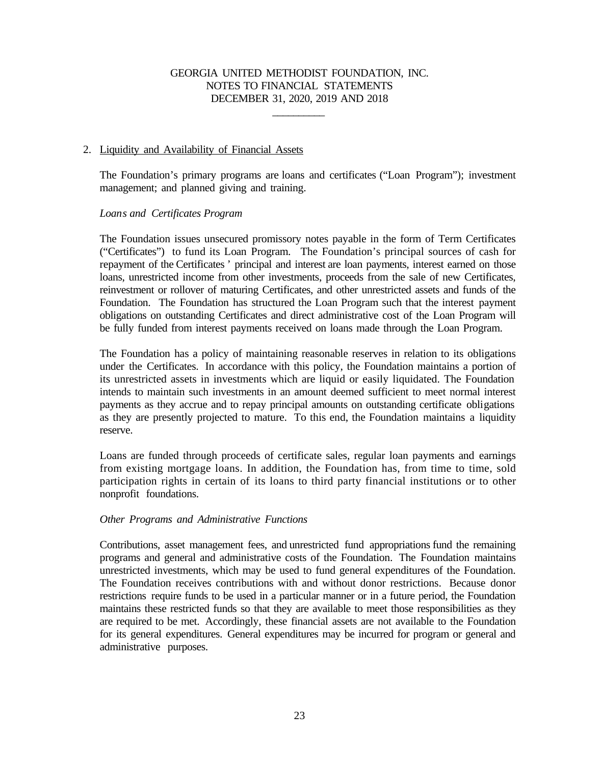## 2. Liquidity and Availability of Financial Assets

The Foundation's primary programs are loans and certificates ("Loan Program"); investment management; and planned giving and training.

*Loans and Certificates Program*

The Foundation issues unsecured promissory notes payable in the form of Term Certificates ("Certificates") to fund its Loan Program. The Foundation's principal sources of cash for repayment of the Certificates' principal and interest are loan payments, interest earned on those loans, unrestricted income from other investments, proceeds from the sale of new Certificates, reinvestment or rollover of maturing Certificates, and other unrestricted assets and funds of the Foundation. The Foundation has structured the Loan Program such that the interest payment obligations on outstanding Certificates and direct administrative cost of the Loan Program will be fully funded from interest payments received on loans made through the Loan Program.

The Foundation has a policy of maintaining reasonable reserves in relation to its obligations under the Certificates. In accordance with this policy, the Foundation maintains a portion of its unrestricted assets in investments which are liquid or easily liquidated. The Foundation intends to maintain such investments in an amount deemed sufficient to meet normal interest payments as they accrue and to repay principal amounts on outstanding certificate obligations as they are presently projected to mature. To this end, the Foundation maintains a liquidity reserve.

Loans are funded through proceeds of certificate sales, regular loan payments and earnings from existing mortgage loans. In addition, the Foundation has, from time to time, sold participation rights in certain of its loans to third party financial institutions or to other nonprofit foundations.

*Other Programs and Administrative Functions*

Contributions, asset management fees, and unrestricted fund appropriations fund the remaining programs and general and administrative costs of the Foundation. The Foundation maintains unrestricted investments, which may be used to fund general expenditures of the Foundation. The Foundation receives contributions with and without donor restrictions. Because donor restrictions require funds to be used in a particular manner or in a future period, the Foundation maintains these restricted funds so that they are available to meet those responsibilities as they are required to be met. Accordingly, these financial assets are not available to the Foundation for its general expenditures. General expenditures may be incurred for program or general and administrative purposes.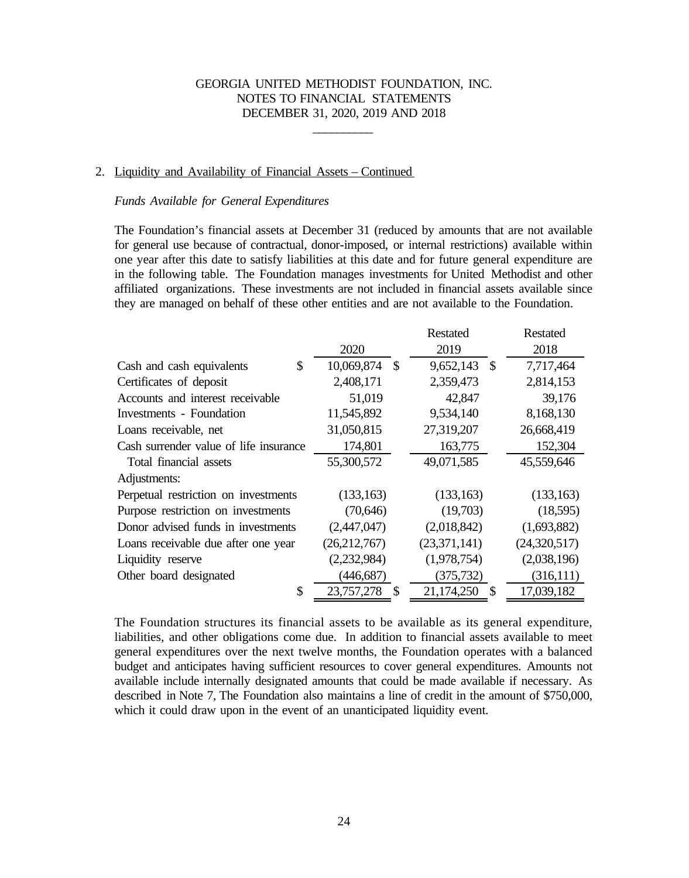GEORGIA UNITED METHODIST FOUNDATION, INC.
NOTES TO FINANCIAL STATEMENTS
DECEMBER 31, 2020, 2019 AND 2018

## 2. Liquidity and Availability of Financial Assets – Continued

*Funds Available for General Expenditures*

The Foundation's financial assets at December 31 (reduced by amounts that are not available for general use because of contractual, donor-imposed, or internal restrictions) available within one year after this date to satisfy liabilities at this date and for future general expenditure are in the following table. The Foundation manages investments for United Methodist and other affiliated organizations. These investments are not included in financial assets available since they are managed on behalf of these other entities and are not available to the Foundation.

| | 2020 | Restated 2019 | Restated 2018 |
|---|---|---|---|
| Cash and cash equivalents | $ 10,069,874 | $ 9,652,143 | $ 7,717,464 |
| Certificates of deposit | 2,408,171 | 2,359,473 | 2,814,153 |
| Accounts and interest receivable | 51,019 | 42,847 | 39,176 |
| Investments - Foundation | 11,545,892 | 9,534,140 | 8,168,130 |
| Loans receivable, net | 31,050,815 | 27,319,207 | 26,668,419 |
| Cash surrender value of life insurance | 174,801 | 163,775 | 152,304 |
| Total financial assets | 55,300,572 | 49,071,585 | 45,559,646 |
| Adjustments: | | | |
| Perpetual restriction on investments | (133,163) | (133,163) | (133,163) |
| Purpose restriction on investments | (70,646) | (19,703) | (18,595) |
| Donor advised funds in investments | (2,447,047) | (2,018,842) | (1,693,882) |
| Loans receivable due after one year | (26,212,767) | (23,371,141) | (24,320,517) |
| Liquidity reserve | (2,232,984) | (1,978,754) | (2,038,196) |
| Other board designated | (446,687) | (375,732) | (316,111) |
| | $ 23,757,278 | $ 21,174,250 | $ 17,039,182 |

The Foundation structures its financial assets to be available as its general expenditure, liabilities, and other obligations come due. In addition to financial assets available to meet general expenditures over the next twelve months, the Foundation operates with a balanced budget and anticipates having sufficient resources to cover general expenditures. Amounts not available include internally designated amounts that could be made available if necessary. As described in Note 7, The Foundation also maintains a line of credit in the amount of $750,000, which it could draw upon in the event of an unanticipated liquidity event.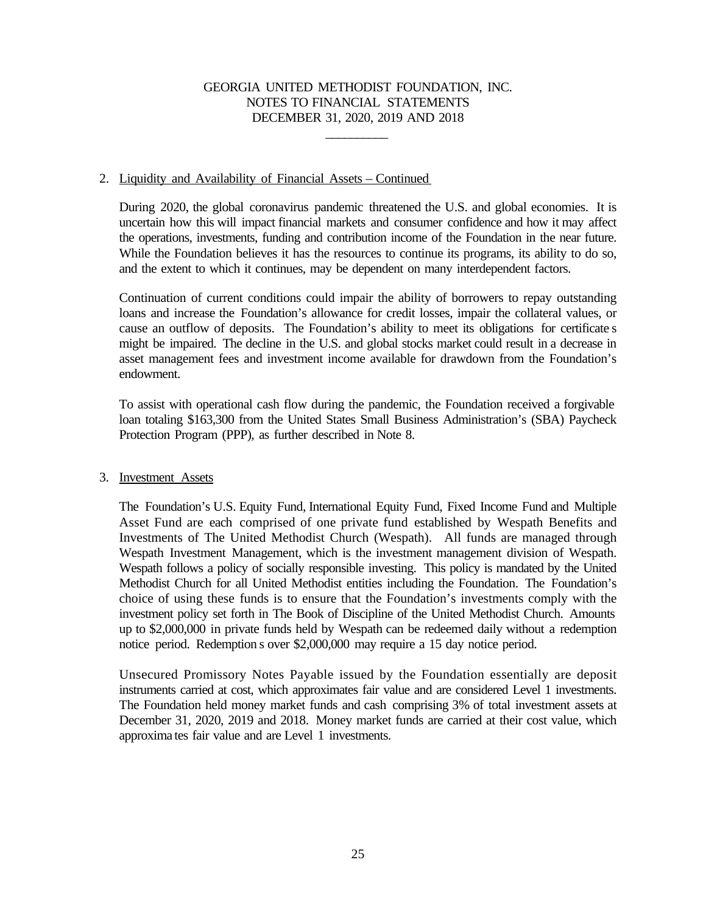GEORGIA UNITED METHODIST FOUNDATION, INC.
NOTES TO FINANCIAL STATEMENTS
DECEMBER 31, 2020, 2019 AND 2018

## 2. Liquidity and Availability of Financial Assets – Continued

During 2020, the global coronavirus pandemic threatened the U.S. and global economies. It is uncertain how this will impact financial markets and consumer confidence and how it may affect the operations, investments, funding and contribution income of the Foundation in the near future. While the Foundation believes it has the resources to continue its programs, its ability to do so, and the extent to which it continues, may be dependent on many interdependent factors.

Continuation of current conditions could impair the ability of borrowers to repay outstanding loans and increase the Foundation's allowance for credit losses, impair the collateral values, or cause an outflow of deposits. The Foundation's ability to meet its obligations for certificates might be impaired. The decline in the U.S. and global stocks market could result in a decrease in asset management fees and investment income available for drawdown from the Foundation's endowment.

To assist with operational cash flow during the pandemic, the Foundation received a forgivable loan totaling $163,300 from the United States Small Business Administration's (SBA) Paycheck Protection Program (PPP), as further described in Note 8.

## 3. Investment Assets

The Foundation's U.S. Equity Fund, International Equity Fund, Fixed Income Fund and Multiple Asset Fund are each comprised of one private fund established by Wespath Benefits and Investments of The United Methodist Church (Wespath). All funds are managed through Wespath Investment Management, which is the investment management division of Wespath. Wespath follows a policy of socially responsible investing. This policy is mandated by the United Methodist Church for all United Methodist entities including the Foundation. The Foundation's choice of using these funds is to ensure that the Foundation's investments comply with the investment policy set forth in The Book of Discipline of the United Methodist Church. Amounts up to $2,000,000 in private funds held by Wespath can be redeemed daily without a redemption notice period. Redemptions over $2,000,000 may require a 15 day notice period.

Unsecured Promissory Notes Payable issued by the Foundation essentially are deposit instruments carried at cost, which approximates fair value and are considered Level 1 investments. The Foundation held money market funds and cash comprising 3% of total investment assets at December 31, 2020, 2019 and 2018. Money market funds are carried at their cost value, which approximates fair value and are Level 1 investments.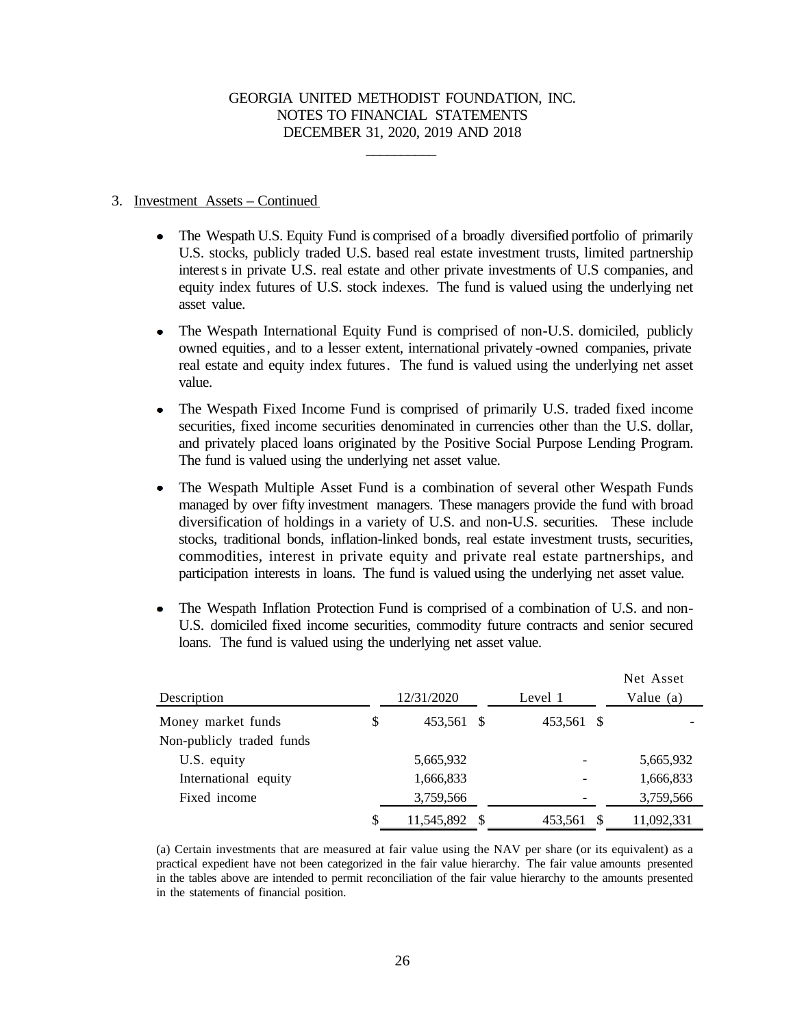3. Investment Assets – Continued

- The Wespath U.S. Equity Fund is comprised of a broadly diversified portfolio of primarily U.S. stocks, publicly traded U.S. based real estate investment trusts, limited partnership interests in private U.S. real estate and other private investments of U.S companies, and equity index futures of U.S. stock indexes. The fund is valued using the underlying net asset value.

- The Wespath International Equity Fund is comprised of non-U.S. domiciled, publicly owned equities, and to a lesser extent, international privately-owned companies, private real estate and equity index futures. The fund is valued using the underlying net asset value.

- The Wespath Fixed Income Fund is comprised of primarily U.S. traded fixed income securities, fixed income securities denominated in currencies other than the U.S. dollar, and privately placed loans originated by the Positive Social Purpose Lending Program. The fund is valued using the underlying net asset value.

- The Wespath Multiple Asset Fund is a combination of several other Wespath Funds managed by over fifty investment managers. These managers provide the fund with broad diversification of holdings in a variety of U.S. and non-U.S. securities. These include stocks, traditional bonds, inflation-linked bonds, real estate investment trusts, securities, commodities, interest in private equity and private real estate partnerships, and participation interests in loans. The fund is valued using the underlying net asset value.

- The Wespath Inflation Protection Fund is comprised of a combination of U.S. and non-U.S. domiciled fixed income securities, commodity future contracts and senior secured loans. The fund is valued using the underlying net asset value.

| Description | 12/31/2020 | Level 1 | Net Asset Value (a) |
|---|---|---|---|
| Money market funds | $ 453,561 | $ 453,561 | $ - |
| Non-publicly traded funds | | | |
| U.S. equity | 5,665,932 | - | 5,665,932 |
| International equity | 1,666,833 | - | 1,666,833 |
| Fixed income | 3,759,566 | - | 3,759,566 |
| | $ 11,545,892 | $ 453,561 | $ 11,092,331 |

(a) Certain investments that are measured at fair value using the NAV per share (or its equivalent) as a practical expedient have not been categorized in the fair value hierarchy. The fair value amounts presented in the tables above are intended to permit reconciliation of the fair value hierarchy to the amounts presented in the statements of financial position.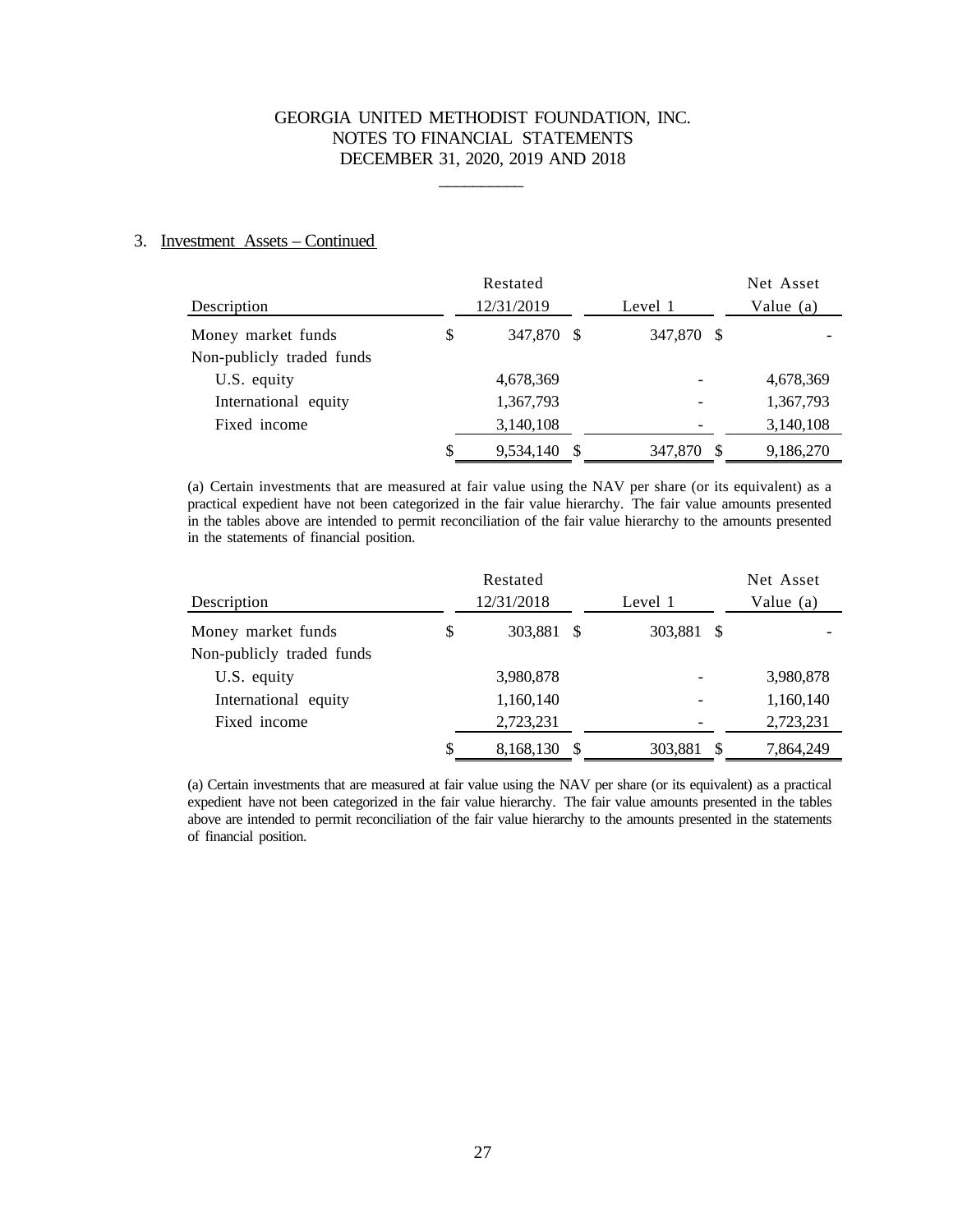GEORGIA UNITED METHODIST FOUNDATION, INC.
NOTES TO FINANCIAL STATEMENTS
DECEMBER 31, 2020, 2019 AND 2018

3. Investment Assets – Continued

| Description | Restated 12/31/2019 | Level 1 | Net Asset Value (a) |
|---|---|---|---|
| Money market funds | $ 347,870 | $ 347,870 | $ - |
| Non-publicly traded funds | | | |
| U.S. equity | 4,678,369 | - | 4,678,369 |
| International equity | 1,367,793 | - | 1,367,793 |
| Fixed income | 3,140,108 | - | 3,140,108 |
| | $ 9,534,140 | $ 347,870 | $ 9,186,270 |

(a) Certain investments that are measured at fair value using the NAV per share (or its equivalent) as a practical expedient have not been categorized in the fair value hierarchy. The fair value amounts presented in the tables above are intended to permit reconciliation of the fair value hierarchy to the amounts presented in the statements of financial position.

| Description | Restated 12/31/2018 | Level 1 | Net Asset Value (a) |
|---|---|---|---|
| Money market funds | $ 303,881 | $ 303,881 | $ - |
| Non-publicly traded funds | | | |
| U.S. equity | 3,980,878 | - | 3,980,878 |
| International equity | 1,160,140 | - | 1,160,140 |
| Fixed income | 2,723,231 | - | 2,723,231 |
| | $ 8,168,130 | $ 303,881 | $ 7,864,249 |

(a) Certain investments that are measured at fair value using the NAV per share (or its equivalent) as a practical expedient have not been categorized in the fair value hierarchy. The fair value amounts presented in the tables above are intended to permit reconciliation of the fair value hierarchy to the amounts presented in the statements of financial position.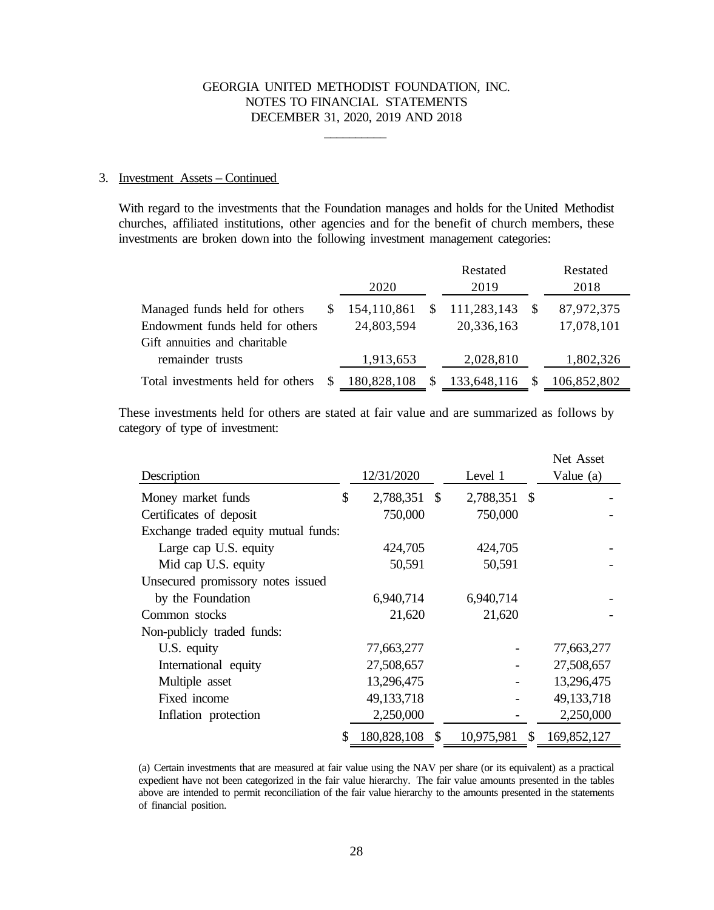GEORGIA UNITED METHODIST FOUNDATION, INC.
NOTES TO FINANCIAL STATEMENTS
DECEMBER 31, 2020, 2019 AND 2018

3. Investment Assets – Continued

With regard to the investments that the Foundation manages and holds for the United Methodist churches, affiliated institutions, other agencies and for the benefit of church members, these investments are broken down into the following investment management categories:

| | 2020 | Restated 2019 | Restated 2018 |
|---|---|---|---|
| Managed funds held for others | $ 154,110,861 | $ 111,283,143 | $ 87,972,375 |
| Endowment funds held for others | 24,803,594 | 20,336,163 | 17,078,101 |
| Gift annuities and charitable remainder trusts | 1,913,653 | 2,028,810 | 1,802,326 |
| Total investments held for others | $ 180,828,108 | $ 133,648,116 | $ 106,852,802 |

These investments held for others are stated at fair value and are summarized as follows by category of type of investment:

| Description | 12/31/2020 | Level 1 | Net Asset Value (a) |
|---|---|---|---|
| Money market funds | $ 2,788,351 | $ 2,788,351 | $ - |
| Certificates of deposit | 750,000 | 750,000 | - |
| Exchange traded equity mutual funds: | | | |
| Large cap U.S. equity | 424,705 | 424,705 | - |
| Mid cap U.S. equity | 50,591 | 50,591 | - |
| Unsecured promissory notes issued by the Foundation | 6,940,714 | 6,940,714 | - |
| Common stocks | 21,620 | 21,620 | - |
| Non-publicly traded funds: | | | |
| U.S. equity | 77,663,277 | - | 77,663,277 |
| International equity | 27,508,657 | - | 27,508,657 |
| Multiple asset | 13,296,475 | - | 13,296,475 |
| Fixed income | 49,133,718 | - | 49,133,718 |
| Inflation protection | 2,250,000 | - | 2,250,000 |
| | $ 180,828,108 | $ 10,975,981 | $ 169,852,127 |

(a) Certain investments that are measured at fair value using the NAV per share (or its equivalent) as a practical expedient have not been categorized in the fair value hierarchy. The fair value amounts presented in the tables above are intended to permit reconciliation of the fair value hierarchy to the amounts presented in the statements of financial position.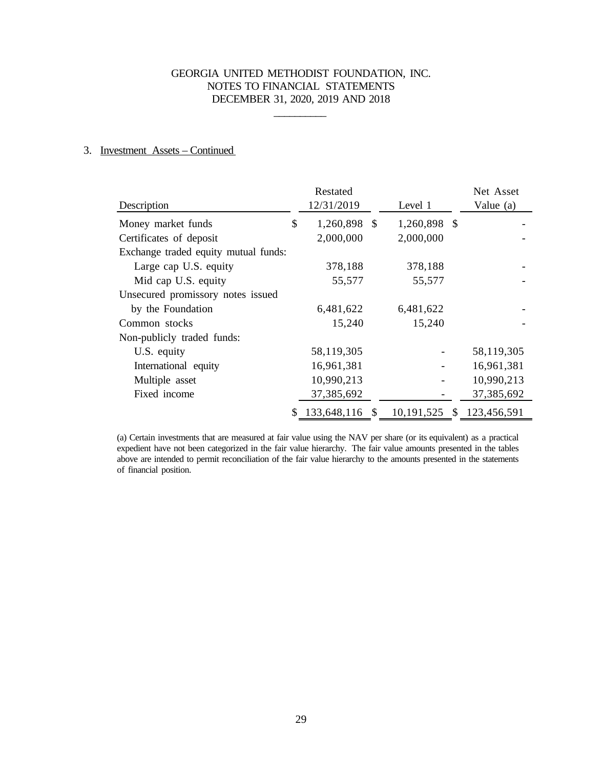GEORGIA UNITED METHODIST FOUNDATION, INC.
NOTES TO FINANCIAL STATEMENTS
DECEMBER 31, 2020, 2019 AND 2018

3. Investment Assets – Continued

| Description | Restated 12/31/2019 | Level 1 | Net Asset Value (a) |
|---|---|---|---|
| Money market funds | $ 1,260,898 | $ 1,260,898 | $ - |
| Certificates of deposit | 2,000,000 | 2,000,000 | - |
| Exchange traded equity mutual funds: | | | |
| Large cap U.S. equity | 378,188 | 378,188 | - |
| Mid cap U.S. equity | 55,577 | 55,577 | - |
| Unsecured promissory notes issued by the Foundation | 6,481,622 | 6,481,622 | - |
| Common stocks | 15,240 | 15,240 | - |
| Non-publicly traded funds: | | | |
| U.S. equity | 58,119,305 | - | 58,119,305 |
| International equity | 16,961,381 | - | 16,961,381 |
| Multiple asset | 10,990,213 | - | 10,990,213 |
| Fixed income | 37,385,692 | - | 37,385,692 |
| | $ 133,648,116 | $ 10,191,525 | $ 123,456,591 |

(a) Certain investments that are measured at fair value using the NAV per share (or its equivalent) as a practical expedient have not been categorized in the fair value hierarchy. The fair value amounts presented in the tables above are intended to permit reconciliation of the fair value hierarchy to the amounts presented in the statements of financial position.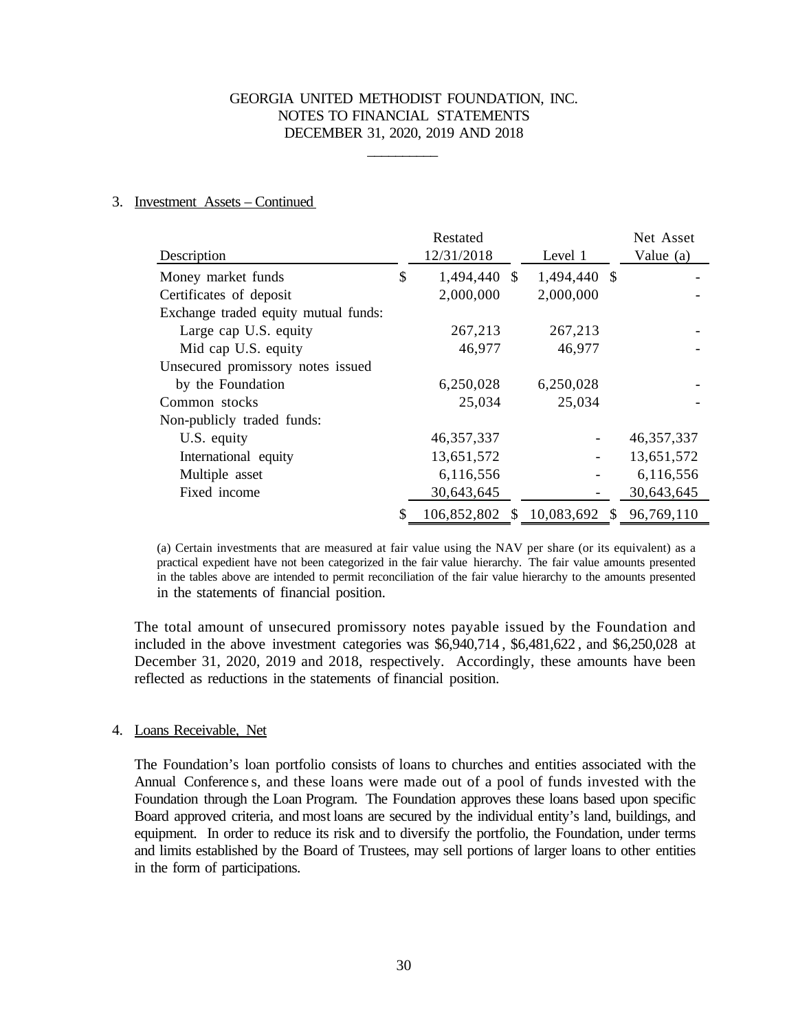## 3. Investment Assets – Continued

| Description | Restated 12/31/2018 | Level 1 | Net Asset Value (a) |
|---|---|---|---|
| Money market funds | $ 1,494,440 | $ 1,494,440 | $ - |
| Certificates of deposit | 2,000,000 | 2,000,000 | - |
| Exchange traded equity mutual funds: | | | |
| Large cap U.S. equity | 267,213 | 267,213 | - |
| Mid cap U.S. equity | 46,977 | 46,977 | - |
| Unsecured promissory notes issued by the Foundation | 6,250,028 | 6,250,028 | - |
| Common stocks | 25,034 | 25,034 | - |
| Non-publicly traded funds: | | | |
| U.S. equity | 46,357,337 | - | 46,357,337 |
| International equity | 13,651,572 | - | 13,651,572 |
| Multiple asset | 6,116,556 | - | 6,116,556 |
| Fixed income | 30,643,645 | - | 30,643,645 |
| | $ 106,852,802 | $ 10,083,692 | $ 96,769,110 |

(a) Certain investments that are measured at fair value using the NAV per share (or its equivalent) as a practical expedient have not been categorized in the fair value hierarchy. The fair value amounts presented in the tables above are intended to permit reconciliation of the fair value hierarchy to the amounts presented in the statements of financial position.

The total amount of unsecured promissory notes payable issued by the Foundation and included in the above investment categories was $6,940,714, $6,481,622, and $6,250,028 at December 31, 2020, 2019 and 2018, respectively. Accordingly, these amounts have been reflected as reductions in the statements of financial position.

## 4. Loans Receivable, Net

The Foundation's loan portfolio consists of loans to churches and entities associated with the Annual Conferences, and these loans were made out of a pool of funds invested with the Foundation through the Loan Program. The Foundation approves these loans based upon specific Board approved criteria, and most loans are secured by the individual entity's land, buildings, and equipment. In order to reduce its risk and to diversify the portfolio, the Foundation, under terms and limits established by the Board of Trustees, may sell portions of larger loans to other entities in the form of participations.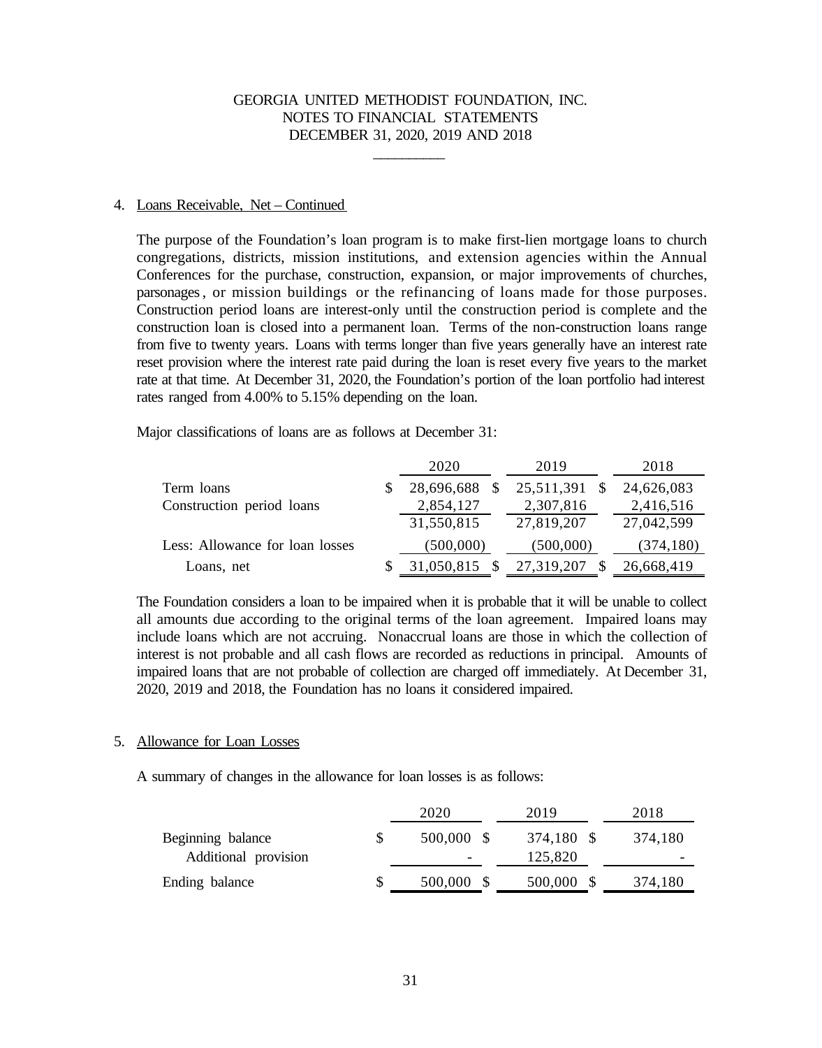GEORGIA UNITED METHODIST FOUNDATION, INC.
NOTES TO FINANCIAL STATEMENTS
DECEMBER 31, 2020, 2019 AND 2018

## 4. Loans Receivable, Net – Continued

The purpose of the Foundation's loan program is to make first-lien mortgage loans to church congregations, districts, mission institutions, and extension agencies within the Annual Conferences for the purchase, construction, expansion, or major improvements of churches, parsonages, or mission buildings or the refinancing of loans made for those purposes. Construction period loans are interest-only until the construction period is complete and the construction loan is closed into a permanent loan. Terms of the non-construction loans range from five to twenty years. Loans with terms longer than five years generally have an interest rate reset provision where the interest rate paid during the loan is reset every five years to the market rate at that time. At December 31, 2020, the Foundation's portion of the loan portfolio had interest rates ranged from 4.00% to 5.15% depending on the loan.

Major classifications of loans are as follows at December 31:

| | 2020 | 2019 | 2018 |
|---|---|---|---|
| Term loans | $ 28,696,688 | $ 25,511,391 | $ 24,626,083 |
| Construction period loans | 2,854,127 | 2,307,816 | 2,416,516 |
| | 31,550,815 | 27,819,207 | 27,042,599 |
| Less: Allowance for loan losses | (500,000) | (500,000) | (374,180) |
| Loans, net | $ 31,050,815 | $ 27,319,207 | $ 26,668,419 |

The Foundation considers a loan to be impaired when it is probable that it will be unable to collect all amounts due according to the original terms of the loan agreement. Impaired loans may include loans which are not accruing. Nonaccrual loans are those in which the collection of interest is not probable and all cash flows are recorded as reductions in principal. Amounts of impaired loans that are not probable of collection are charged off immediately. At December 31, 2020, 2019 and 2018, the Foundation has no loans it considered impaired.

## 5. Allowance for Loan Losses

A summary of changes in the allowance for loan losses is as follows:

| | 2020 | 2019 | 2018 |
|---|---|---|---|
| Beginning balance | $ 500,000 | $ 374,180 | $ 374,180 |
| Additional provision | - | 125,820 | - |
| Ending balance | $ 500,000 | $ 500,000 | $ 374,180 |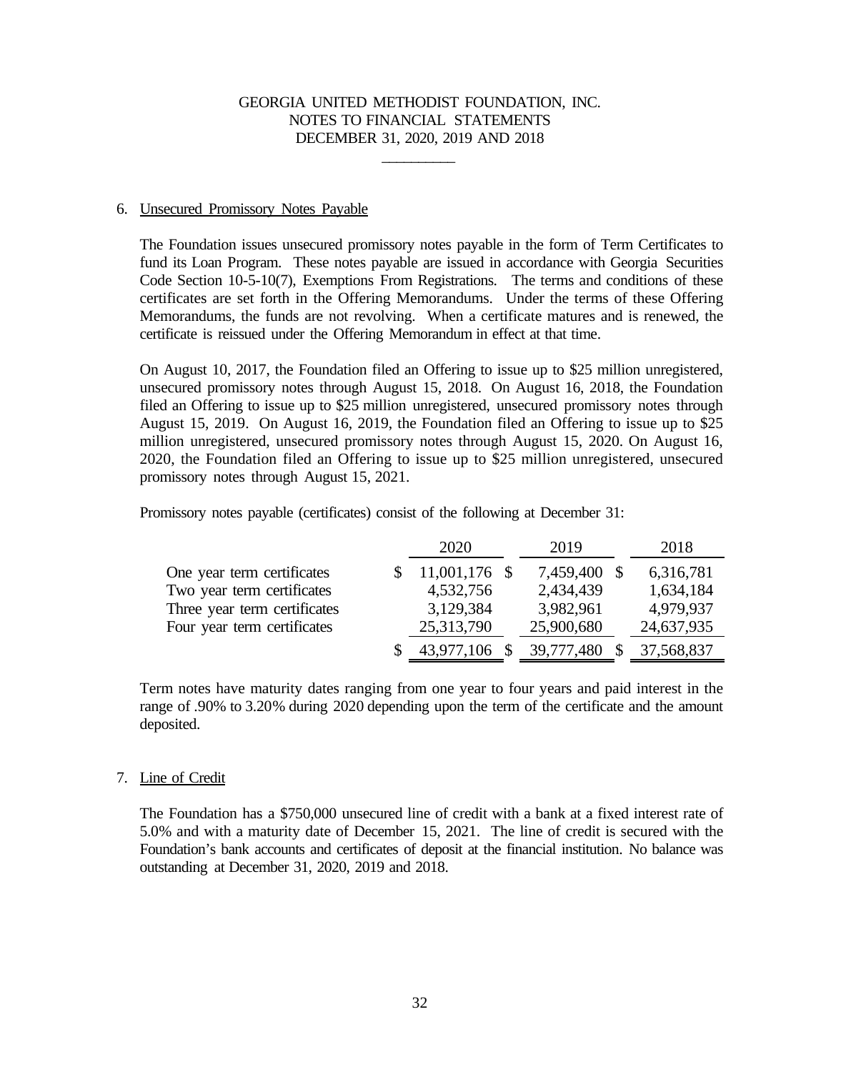GEORGIA UNITED METHODIST FOUNDATION, INC.
NOTES TO FINANCIAL STATEMENTS
DECEMBER 31, 2020, 2019 AND 2018

## 6. Unsecured Promissory Notes Payable

The Foundation issues unsecured promissory notes payable in the form of Term Certificates to fund its Loan Program. These notes payable are issued in accordance with Georgia Securities Code Section 10-5-10(7), Exemptions From Registrations. The terms and conditions of these certificates are set forth in the Offering Memorandums. Under the terms of these Offering Memorandums, the funds are not revolving. When a certificate matures and is renewed, the certificate is reissued under the Offering Memorandum in effect at that time.

On August 10, 2017, the Foundation filed an Offering to issue up to $25 million unregistered, unsecured promissory notes through August 15, 2018. On August 16, 2018, the Foundation filed an Offering to issue up to $25 million unregistered, unsecured promissory notes through August 15, 2019. On August 16, 2019, the Foundation filed an Offering to issue up to $25 million unregistered, unsecured promissory notes through August 15, 2020. On August 16, 2020, the Foundation filed an Offering to issue up to $25 million unregistered, unsecured promissory notes through August 15, 2021.

Promissory notes payable (certificates) consist of the following at December 31:

| | 2020 | 2019 | 2018 |
|---|---|---|---|
| One year term certificates | $ 11,001,176 | $ 7,459,400 | $ 6,316,781 |
| Two year term certificates | 4,532,756 | 2,434,439 | 1,634,184 |
| Three year term certificates | 3,129,384 | 3,982,961 | 4,979,937 |
| Four year term certificates | 25,313,790 | 25,900,680 | 24,637,935 |
| | $ 43,977,106 | $ 39,777,480 | $ 37,568,837 |

Term notes have maturity dates ranging from one year to four years and paid interest in the range of .90% to 3.20% during 2020 depending upon the term of the certificate and the amount deposited.

## 7. Line of Credit

The Foundation has a $750,000 unsecured line of credit with a bank at a fixed interest rate of 5.0% and with a maturity date of December 15, 2021. The line of credit is secured with the Foundation's bank accounts and certificates of deposit at the financial institution. No balance was outstanding at December 31, 2020, 2019 and 2018.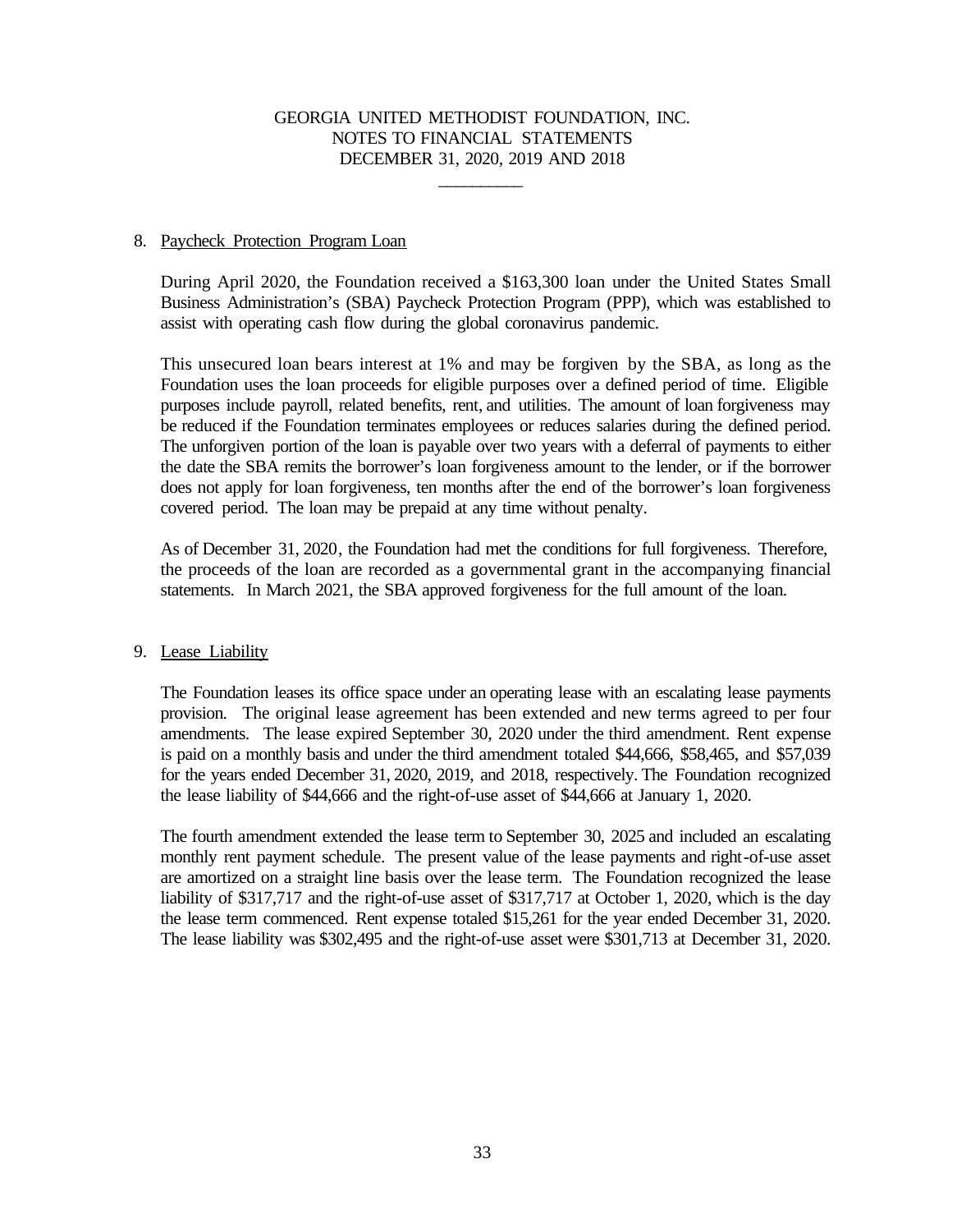# GEORGIA UNITED METHODIST FOUNDATION, INC.
## NOTES TO FINANCIAL STATEMENTS
## DECEMBER 31, 2020, 2019 AND 2018

### 8. Paycheck Protection Program Loan

During April 2020, the Foundation received a $163,300 loan under the United States Small Business Administration's (SBA) Paycheck Protection Program (PPP), which was established to assist with operating cash flow during the global coronavirus pandemic.

This unsecured loan bears interest at 1% and may be forgiven by the SBA, as long as the Foundation uses the loan proceeds for eligible purposes over a defined period of time. Eligible purposes include payroll, related benefits, rent, and utilities. The amount of loan forgiveness may be reduced if the Foundation terminates employees or reduces salaries during the defined period. The unforgiven portion of the loan is payable over two years with a deferral of payments to either the date the SBA remits the borrower's loan forgiveness amount to the lender, or if the borrower does not apply for loan forgiveness, ten months after the end of the borrower's loan forgiveness covered period. The loan may be prepaid at any time without penalty.

As of December 31, 2020, the Foundation had met the conditions for full forgiveness. Therefore, the proceeds of the loan are recorded as a governmental grant in the accompanying financial statements. In March 2021, the SBA approved forgiveness for the full amount of the loan.

### 9. Lease Liability

The Foundation leases its office space under an operating lease with an escalating lease payments provision. The original lease agreement has been extended and new terms agreed to per four amendments. The lease expired September 30, 2020 under the third amendment. Rent expense is paid on a monthly basis and under the third amendment totaled $44,666, $58,465, and $57,039 for the years ended December 31, 2020, 2019, and 2018, respectively. The Foundation recognized the lease liability of $44,666 and the right-of-use asset of $44,666 at January 1, 2020.

The fourth amendment extended the lease term to September 30, 2025 and included an escalating monthly rent payment schedule. The present value of the lease payments and right-of-use asset are amortized on a straight line basis over the lease term. The Foundation recognized the lease liability of $317,717 and the right-of-use asset of $317,717 at October 1, 2020, which is the day the lease term commenced. Rent expense totaled $15,261 for the year ended December 31, 2020. The lease liability was $302,495 and the right-of-use asset were $301,713 at December 31, 2020.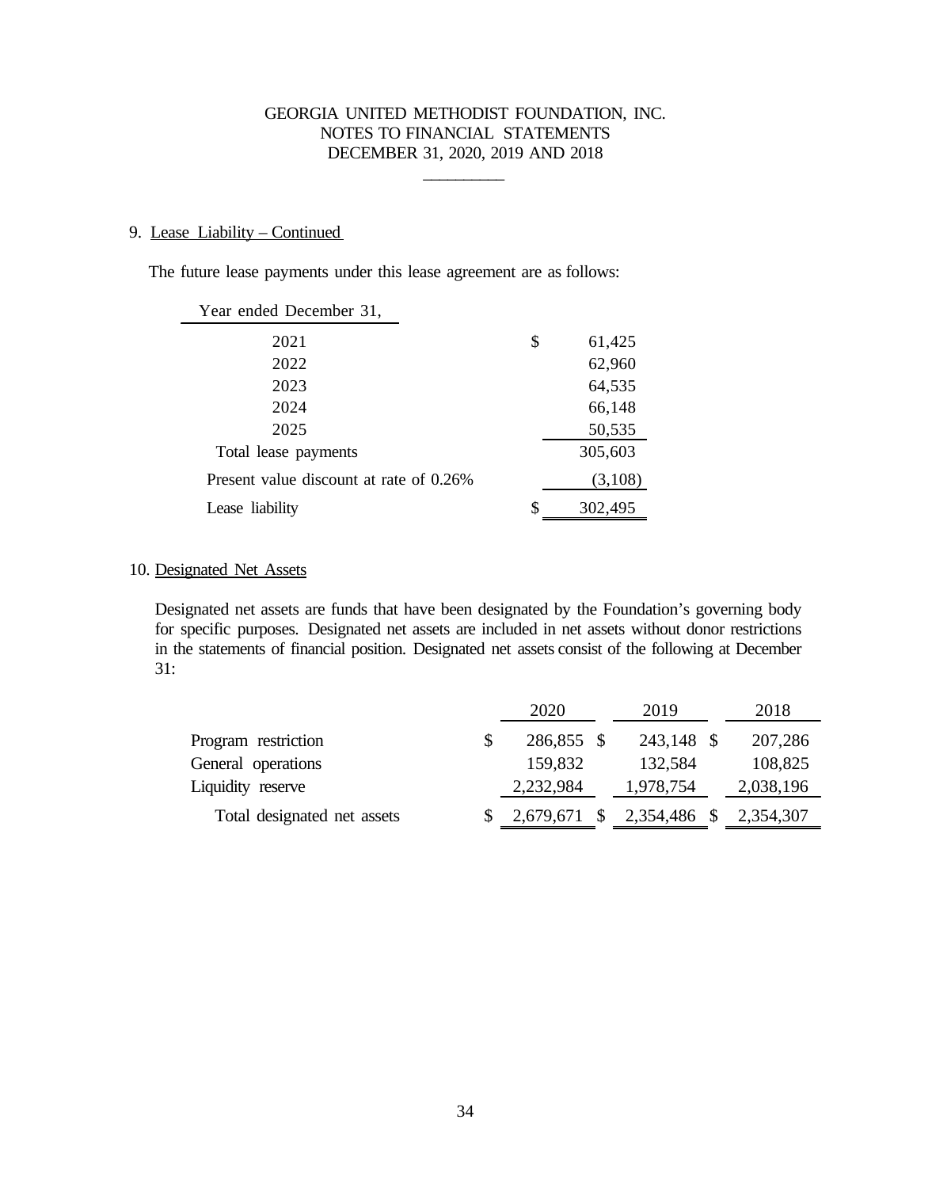GEORGIA UNITED METHODIST FOUNDATION, INC.
NOTES TO FINANCIAL STATEMENTS
DECEMBER 31, 2020, 2019 AND 2018

## 9. Lease Liability – Continued

The future lease payments under this lease agreement are as follows:

| Year ended December 31, | |
|---|---|
| 2021 | $ 61,425 |
| 2022 | 62,960 |
| 2023 | 64,535 |
| 2024 | 66,148 |
| 2025 | 50,535 |
| Total lease payments | 305,603 |
| Present value discount at rate of 0.26% | (3,108) |
| Lease liability | $ 302,495 |

## 10. Designated Net Assets

Designated net assets are funds that have been designated by the Foundation's governing body for specific purposes. Designated net assets are included in net assets without donor restrictions in the statements of financial position. Designated net assets consist of the following at December 31:

| | 2020 | 2019 | 2018 |
|---|---|---|---|
| Program restriction | $ 286,855 | $ 243,148 | $ 207,286 |
| General operations | 159,832 | 132,584 | 108,825 |
| Liquidity reserve | 2,232,984 | 1,978,754 | 2,038,196 |
| Total designated net assets | $ 2,679,671 | $ 2,354,486 | $ 2,354,307 |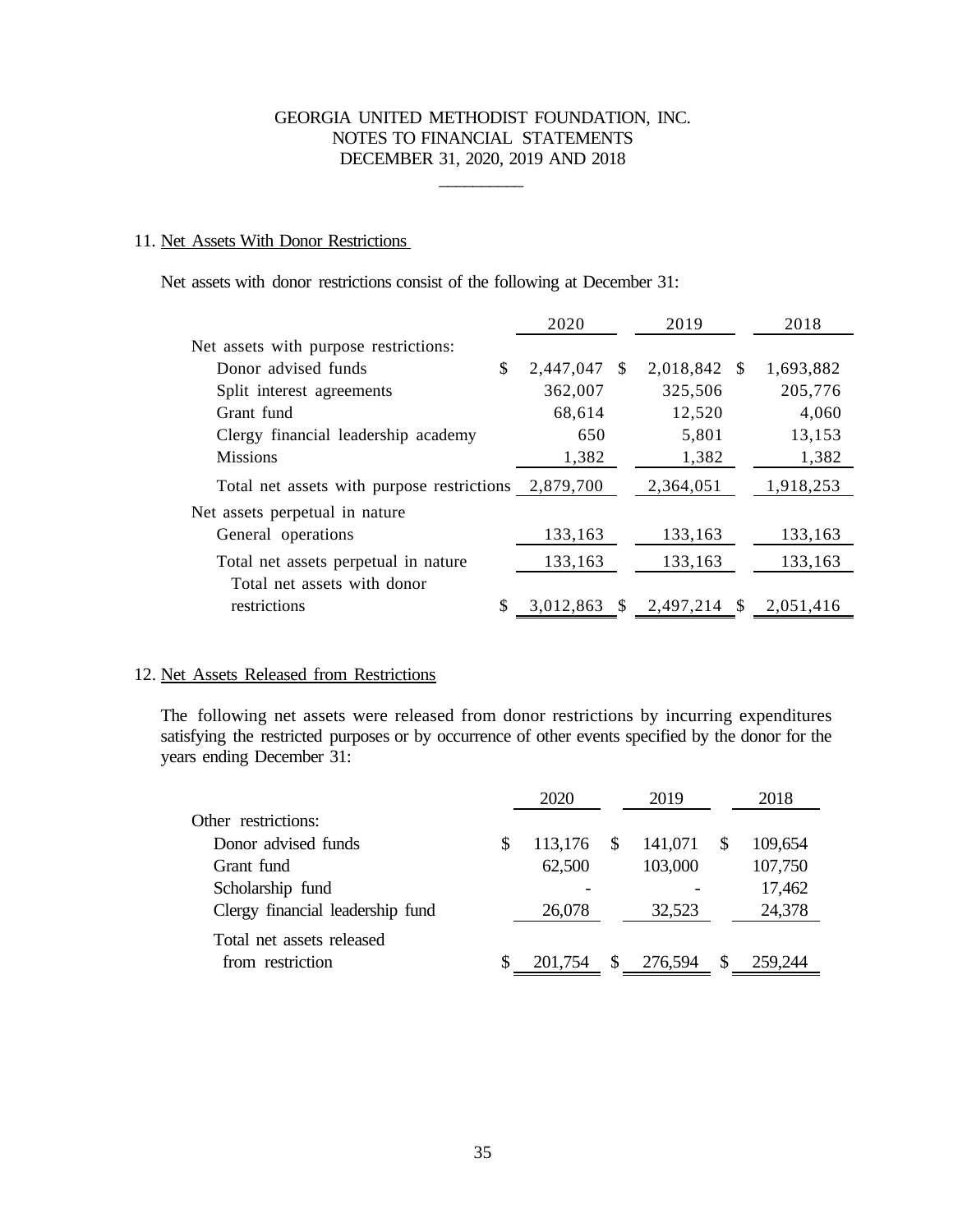GEORGIA UNITED METHODIST FOUNDATION, INC.
NOTES TO FINANCIAL STATEMENTS
DECEMBER 31, 2020, 2019 AND 2018

## 11. Net Assets With Donor Restrictions

Net assets with donor restrictions consist of the following at December 31:

| | 2020 | 2019 | 2018 |
|---|---|---|---|
| Net assets with purpose restrictions: | | | |
| Donor advised funds | $ 2,447,047 | $ 2,018,842 | $ 1,693,882 |
| Split interest agreements | 362,007 | 325,506 | 205,776 |
| Grant fund | 68,614 | 12,520 | 4,060 |
| Clergy financial leadership academy | 650 | 5,801 | 13,153 |
| Missions | 1,382 | 1,382 | 1,382 |
| Total net assets with purpose restrictions | 2,879,700 | 2,364,051 | 1,918,253 |
| Net assets perpetual in nature | | | |
| General operations | 133,163 | 133,163 | 133,163 |
| Total net assets perpetual in nature | 133,163 | 133,163 | 133,163 |
| Total net assets with donor restrictions | $ 3,012,863 | $ 2,497,214 | $ 2,051,416 |

## 12. Net Assets Released from Restrictions

The following net assets were released from donor restrictions by incurring expenditures satisfying the restricted purposes or by occurrence of other events specified by the donor for the years ending December 31:

| | 2020 | 2019 | 2018 |
|---|---|---|---|
| Other restrictions: | | | |
| Donor advised funds | $ 113,176 | $ 141,071 | $ 109,654 |
| Grant fund | 62,500 | 103,000 | 107,750 |
| Scholarship fund | - | - | 17,462 |
| Clergy financial leadership fund | 26,078 | 32,523 | 24,378 |
| Total net assets released from restriction | $ 201,754 | $ 276,594 | $ 259,244 |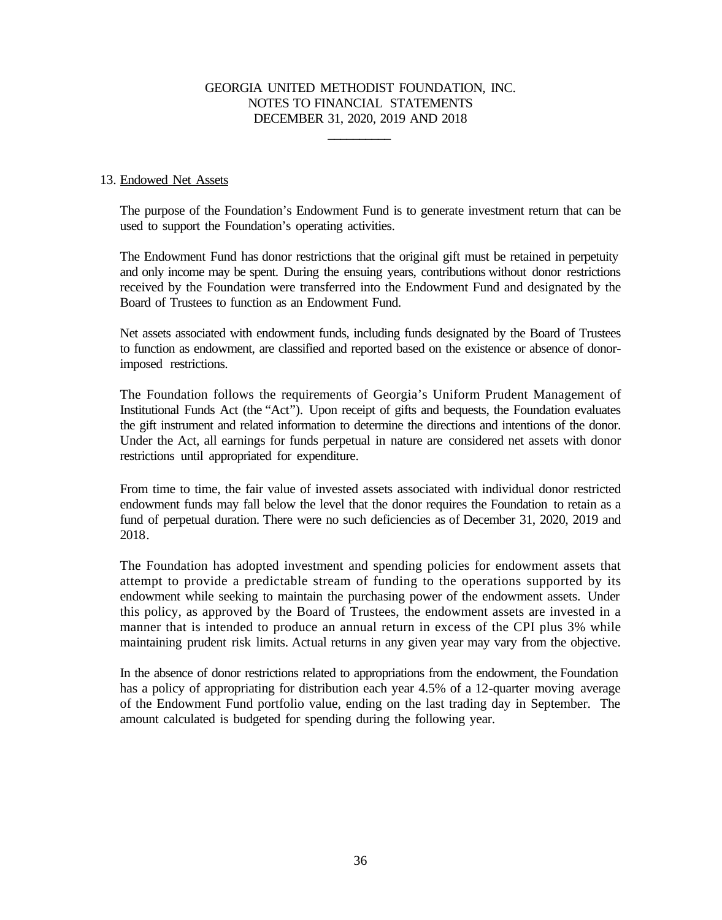### 13. Endowed Net Assets

The purpose of the Foundation's Endowment Fund is to generate investment return that can be used to support the Foundation's operating activities.

The Endowment Fund has donor restrictions that the original gift must be retained in perpetuity and only income may be spent. During the ensuing years, contributions without donor restrictions received by the Foundation were transferred into the Endowment Fund and designated by the Board of Trustees to function as an Endowment Fund.

Net assets associated with endowment funds, including funds designated by the Board of Trustees to function as endowment, are classified and reported based on the existence or absence of donor-imposed restrictions.

The Foundation follows the requirements of Georgia's Uniform Prudent Management of Institutional Funds Act (the "Act"). Upon receipt of gifts and bequests, the Foundation evaluates the gift instrument and related information to determine the directions and intentions of the donor. Under the Act, all earnings for funds perpetual in nature are considered net assets with donor restrictions until appropriated for expenditure.

From time to time, the fair value of invested assets associated with individual donor restricted endowment funds may fall below the level that the donor requires the Foundation to retain as a fund of perpetual duration. There were no such deficiencies as of December 31, 2020, 2019 and 2018.

The Foundation has adopted investment and spending policies for endowment assets that attempt to provide a predictable stream of funding to the operations supported by its endowment while seeking to maintain the purchasing power of the endowment assets. Under this policy, as approved by the Board of Trustees, the endowment assets are invested in a manner that is intended to produce an annual return in excess of the CPI plus 3% while maintaining prudent risk limits. Actual returns in any given year may vary from the objective.

In the absence of donor restrictions related to appropriations from the endowment, the Foundation has a policy of appropriating for distribution each year 4.5% of a 12-quarter moving average of the Endowment Fund portfolio value, ending on the last trading day in September. The amount calculated is budgeted for spending during the following year.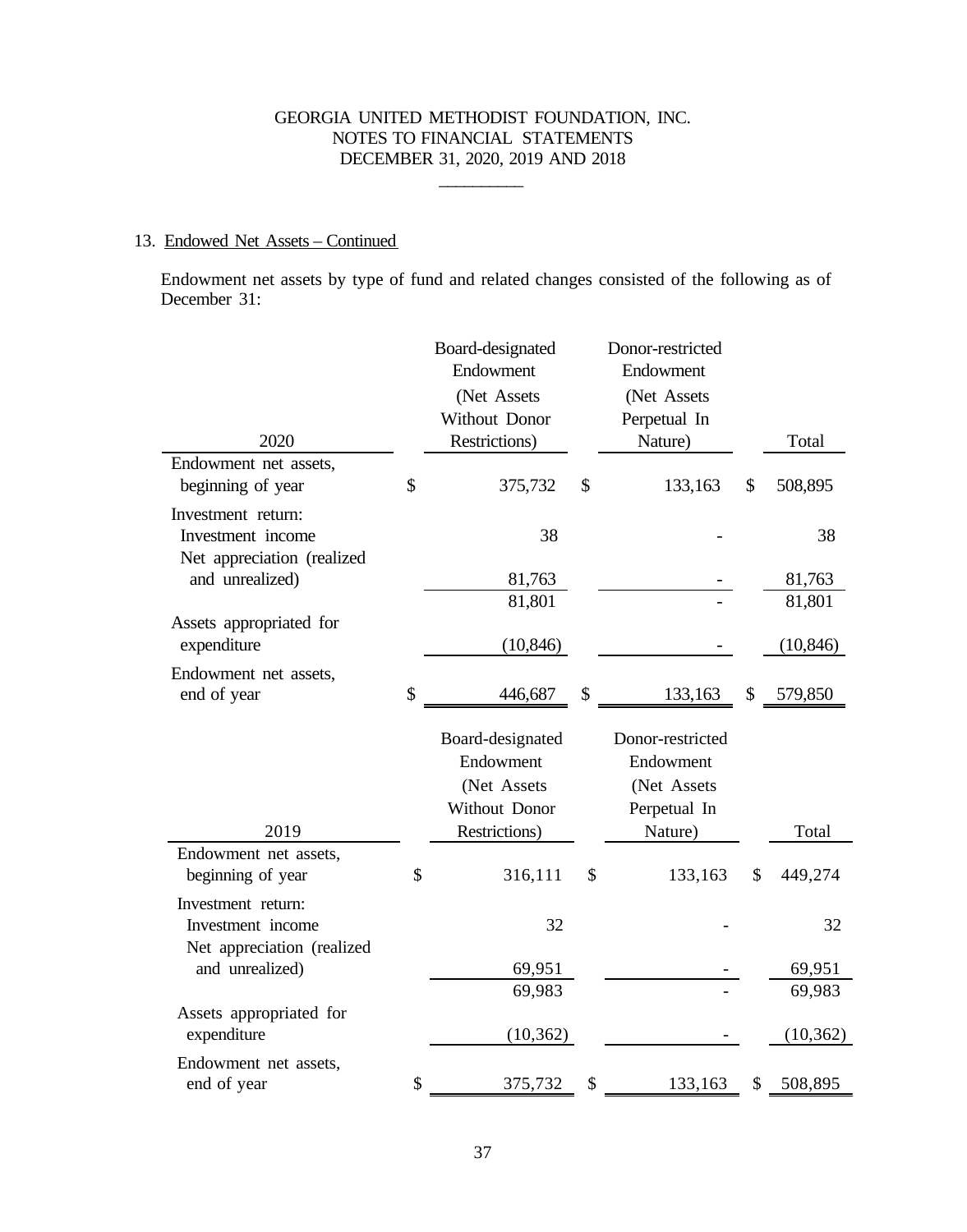## 13. Endowed Net Assets – Continued

Endowment net assets by type of fund and related changes consisted of the following as of December 31:

| 2020 | Board-designated Endowment (Net Assets Without Donor Restrictions) | Donor-restricted Endowment (Net Assets Perpetual In Nature) | Total |
|---|---|---|---|
| Endowment net assets, beginning of year | $ 375,732 | $ 133,163 | $ 508,895 |
| Investment return: | | | |
| Investment income | 38 | - | 38 |
| Net appreciation (realized and unrealized) | 81,763 | - | 81,763 |
| | 81,801 | - | 81,801 |
| Assets appropriated for expenditure | (10,846) | - | (10,846) |
| Endowment net assets, end of year | $ 446,687 | $ 133,163 | $ 579,850 |

| 2019 | Board-designated Endowment (Net Assets Without Donor Restrictions) | Donor-restricted Endowment (Net Assets Perpetual In Nature) | Total |
|---|---|---|---|
| Endowment net assets, beginning of year | $ 316,111 | $ 133,163 | $ 449,274 |
| Investment return: | | | |
| Investment income | 32 | - | 32 |
| Net appreciation (realized and unrealized) | 69,951 | - | 69,951 |
| | 69,983 | - | 69,983 |
| Assets appropriated for expenditure | (10,362) | - | (10,362) |
| Endowment net assets, end of year | $ 375,732 | $ 133,163 | $ 508,895 |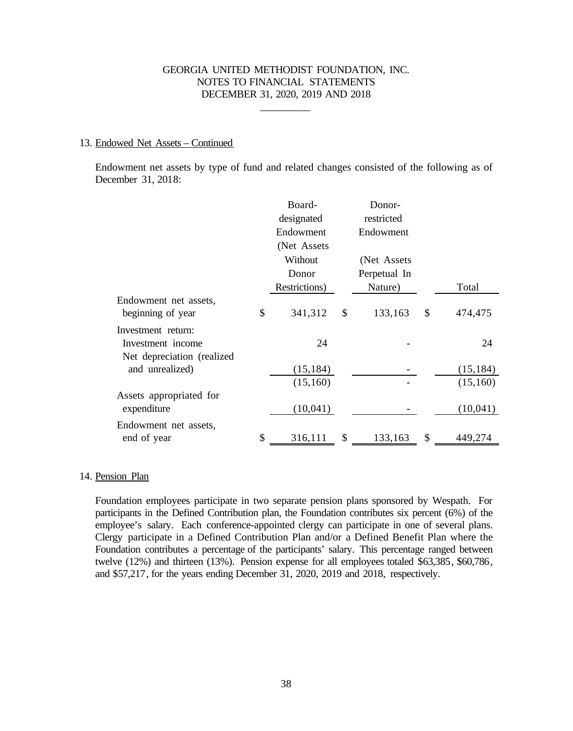## 13. Endowed Net Assets – Continued

Endowment net assets by type of fund and related changes consisted of the following as of December 31, 2018:

| | Board-designated Endowment (Net Assets Without Donor Restrictions) | Donor-restricted Endowment (Net Assets Perpetual In Nature) | Total |
|---|---|---|---|
| Endowment net assets, beginning of year | $ 341,312 | $ 133,163 | $ 474,475 |
| Investment return: | | | |
| Investment income | 24 | - | 24 |
| Net depreciation (realized and unrealized) | (15,184) | - | (15,184) |
| | (15,160) | - | (15,160) |
| Assets appropriated for expenditure | (10,041) | - | (10,041) |
| Endowment net assets, end of year | $ 316,111 | $ 133,163 | $ 449,274 |

## 14. Pension Plan

Foundation employees participate in two separate pension plans sponsored by Wespath. For participants in the Defined Contribution plan, the Foundation contributes six percent (6%) of the employee's salary. Each conference-appointed clergy can participate in one of several plans. Clergy participate in a Defined Contribution Plan and/or a Defined Benefit Plan where the Foundation contributes a percentage of the participants' salary. This percentage ranged between twelve (12%) and thirteen (13%). Pension expense for all employees totaled $63,385, $60,786, and $57,217, for the years ending December 31, 2020, 2019 and 2018, respectively.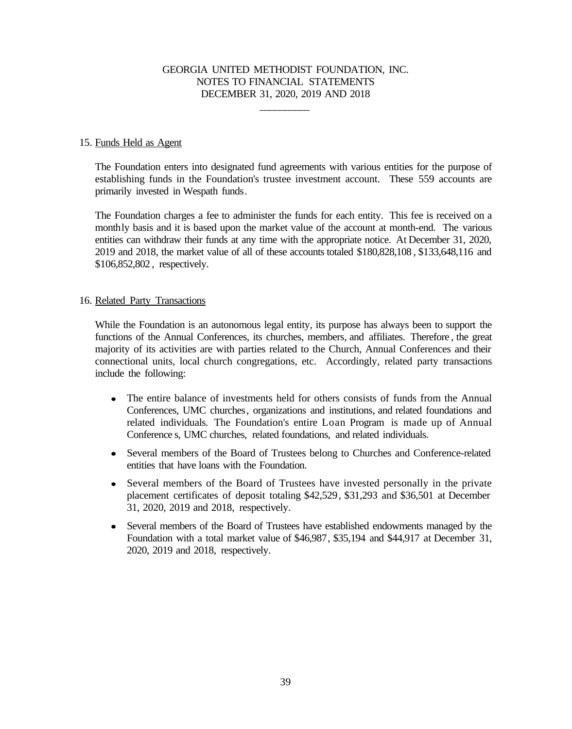GEORGIA UNITED METHODIST FOUNDATION, INC.
NOTES TO FINANCIAL STATEMENTS
DECEMBER 31, 2020, 2019 AND 2018

15. Funds Held as Agent

The Foundation enters into designated fund agreements with various entities for the purpose of establishing funds in the Foundation's trustee investment account. These 559 accounts are primarily invested in Wespath funds.

The Foundation charges a fee to administer the funds for each entity. This fee is received on a monthly basis and it is based upon the market value of the account at month-end. The various entities can withdraw their funds at any time with the appropriate notice. At December 31, 2020, 2019 and 2018, the market value of all of these accounts totaled $180,828,108, $133,648,116 and $106,852,802, respectively.

16. Related Party Transactions

While the Foundation is an autonomous legal entity, its purpose has always been to support the functions of the Annual Conferences, its churches, members, and affiliates. Therefore, the great majority of its activities are with parties related to the Church, Annual Conferences and their connectional units, local church congregations, etc. Accordingly, related party transactions include the following:

- The entire balance of investments held for others consists of funds from the Annual Conferences, UMC churches, organizations and institutions, and related foundations and related individuals. The Foundation's entire Loan Program is made up of Annual Conferences, UMC churches, related foundations, and related individuals.
- Several members of the Board of Trustees belong to Churches and Conference-related entities that have loans with the Foundation.
- Several members of the Board of Trustees have invested personally in the private placement certificates of deposit totaling $42,529, $31,293 and $36,501 at December 31, 2020, 2019 and 2018, respectively.
- Several members of the Board of Trustees have established endowments managed by the Foundation with a total market value of $46,987, $35,194 and $44,917 at December 31, 2020, 2019 and 2018, respectively.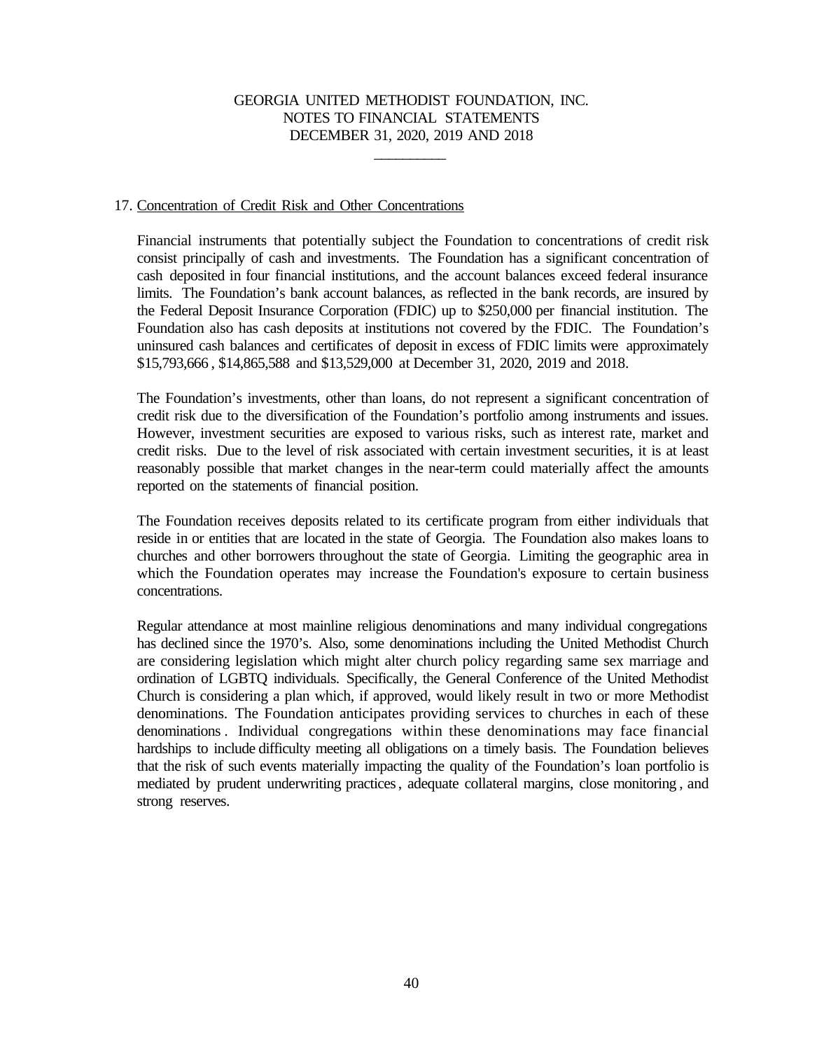GEORGIA UNITED METHODIST FOUNDATION, INC.
NOTES TO FINANCIAL STATEMENTS
DECEMBER 31, 2020, 2019 AND 2018

17. Concentration of Credit Risk and Other Concentrations

Financial instruments that potentially subject the Foundation to concentrations of credit risk consist principally of cash and investments. The Foundation has a significant concentration of cash deposited in four financial institutions, and the account balances exceed federal insurance limits. The Foundation's bank account balances, as reflected in the bank records, are insured by the Federal Deposit Insurance Corporation (FDIC) up to $250,000 per financial institution. The Foundation also has cash deposits at institutions not covered by the FDIC. The Foundation's uninsured cash balances and certificates of deposit in excess of FDIC limits were approximately $15,793,666, $14,865,588 and $13,529,000 at December 31, 2020, 2019 and 2018.

The Foundation's investments, other than loans, do not represent a significant concentration of credit risk due to the diversification of the Foundation's portfolio among instruments and issues. However, investment securities are exposed to various risks, such as interest rate, market and credit risks. Due to the level of risk associated with certain investment securities, it is at least reasonably possible that market changes in the near-term could materially affect the amounts reported on the statements of financial position.

The Foundation receives deposits related to its certificate program from either individuals that reside in or entities that are located in the state of Georgia. The Foundation also makes loans to churches and other borrowers throughout the state of Georgia. Limiting the geographic area in which the Foundation operates may increase the Foundation's exposure to certain business concentrations.

Regular attendance at most mainline religious denominations and many individual congregations has declined since the 1970's. Also, some denominations including the United Methodist Church are considering legislation which might alter church policy regarding same sex marriage and ordination of LGBTQ individuals. Specifically, the General Conference of the United Methodist Church is considering a plan which, if approved, would likely result in two or more Methodist denominations. The Foundation anticipates providing services to churches in each of these denominations. Individual congregations within these denominations may face financial hardships to include difficulty meeting all obligations on a timely basis. The Foundation believes that the risk of such events materially impacting the quality of the Foundation's loan portfolio is mediated by prudent underwriting practices, adequate collateral margins, close monitoring, and strong reserves.